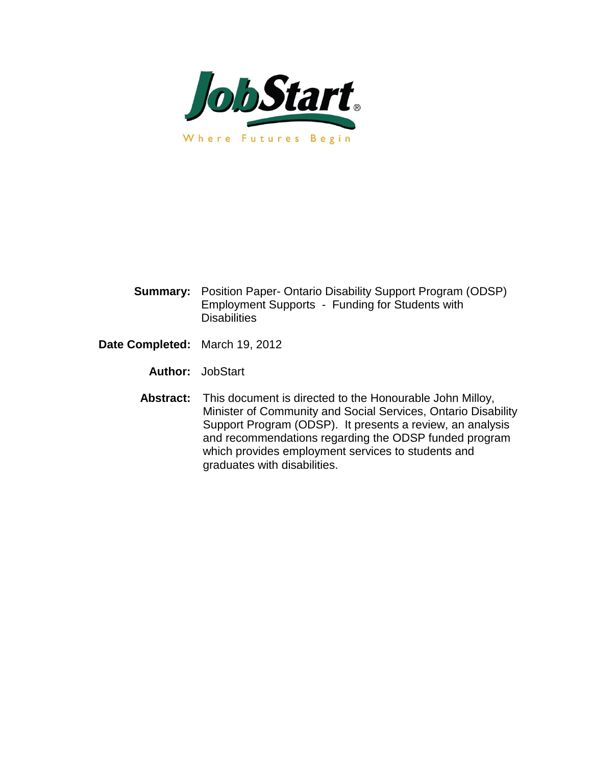JobStart®

Where Futures Begin

**Summary:** Position Paper- Ontario Disability Support Program (ODSP) Employment Supports - Funding for Students with Disabilities

**Date Completed:** March 19, 2012

**Author:** JobStart

**Abstract:** This document is directed to the Honourable John Milloy, Minister of Community and Social Services, Ontario Disability Support Program (ODSP). It presents a review, an analysis and recommendations regarding the ODSP funded program which provides employment services to students and graduates with disabilities.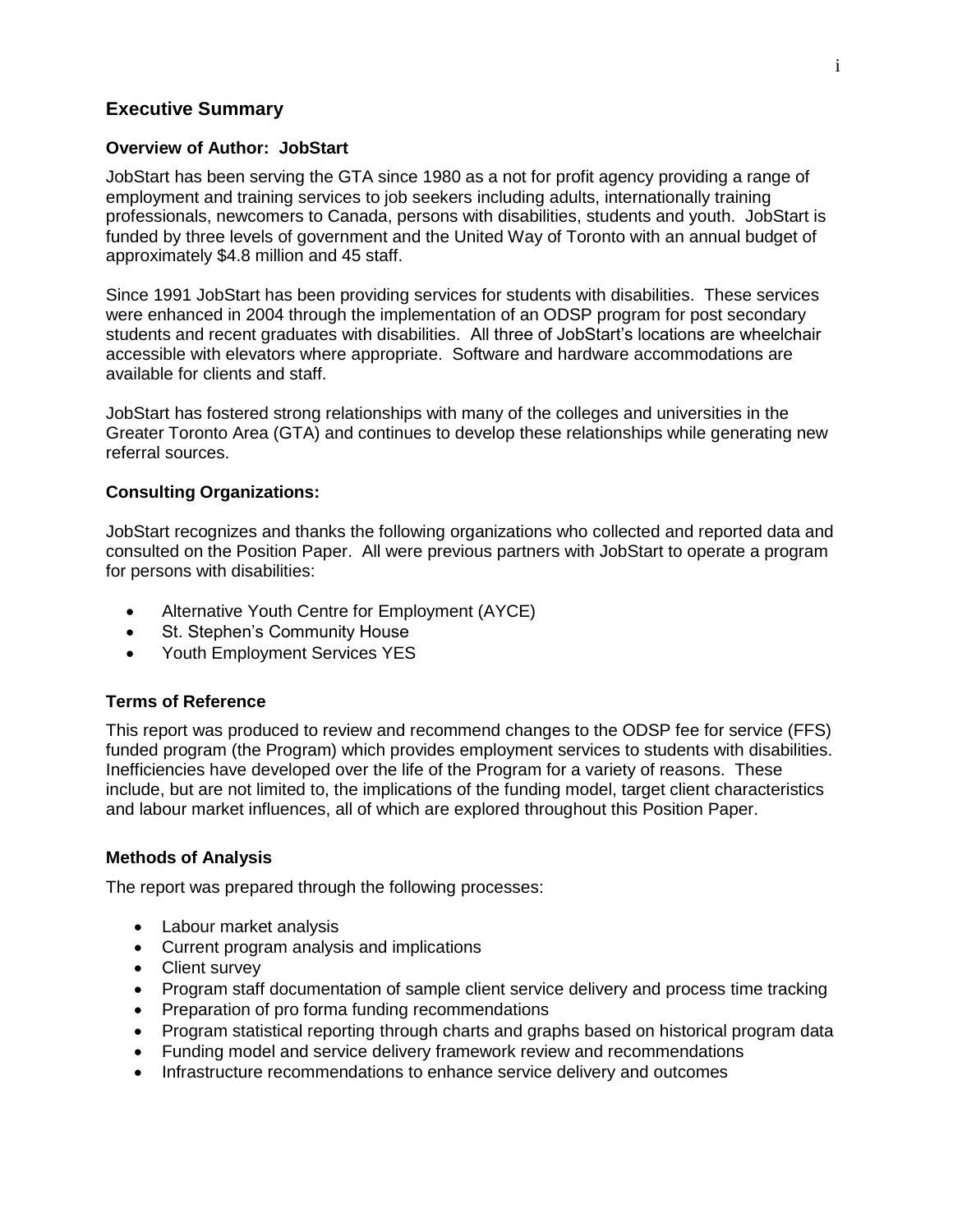## Executive Summary

### Overview of Author: JobStart

JobStart has been serving the GTA since 1980 as a not for profit agency providing a range of employment and training services to job seekers including adults, internationally training professionals, newcomers to Canada, persons with disabilities, students and youth. JobStart is funded by three levels of government and the United Way of Toronto with an annual budget of approximately $4.8 million and 45 staff.

Since 1991 JobStart has been providing services for students with disabilities. These services were enhanced in 2004 through the implementation of an ODSP program for post secondary students and recent graduates with disabilities. All three of JobStart's locations are wheelchair accessible with elevators where appropriate. Software and hardware accommodations are available for clients and staff.

JobStart has fostered strong relationships with many of the colleges and universities in the Greater Toronto Area (GTA) and continues to develop these relationships while generating new referral sources.

### Consulting Organizations:

JobStart recognizes and thanks the following organizations who collected and reported data and consulted on the Position Paper. All were previous partners with JobStart to operate a program for persons with disabilities:

- Alternative Youth Centre for Employment (AYCE)
- St. Stephen's Community House
- Youth Employment Services YES

### Terms of Reference

This report was produced to review and recommend changes to the ODSP fee for service (FFS) funded program (the Program) which provides employment services to students with disabilities. Inefficiencies have developed over the life of the Program for a variety of reasons. These include, but are not limited to, the implications of the funding model, target client characteristics and labour market influences, all of which are explored throughout this Position Paper.

### Methods of Analysis

The report was prepared through the following processes:

- Labour market analysis
- Current program analysis and implications
- Client survey
- Program staff documentation of sample client service delivery and process time tracking
- Preparation of pro forma funding recommendations
- Program statistical reporting through charts and graphs based on historical program data
- Funding model and service delivery framework review and recommendations
- Infrastructure recommendations to enhance service delivery and outcomes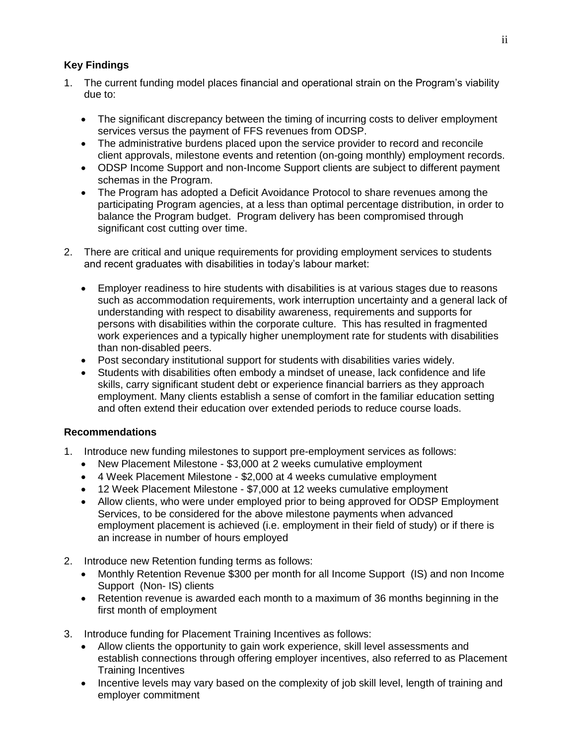**Key Findings**

1. The current funding model places financial and operational strain on the Program's viability due to:

    - The significant discrepancy between the timing of incurring costs to deliver employment services versus the payment of FFS revenues from ODSP.
    - The administrative burdens placed upon the service provider to record and reconcile client approvals, milestone events and retention (on-going monthly) employment records.
    - ODSP Income Support and non-Income Support clients are subject to different payment schemas in the Program.
    - The Program has adopted a Deficit Avoidance Protocol to share revenues among the participating Program agencies, at a less than optimal percentage distribution, in order to balance the Program budget. Program delivery has been compromised through significant cost cutting over time.

2. There are critical and unique requirements for providing employment services to students and recent graduates with disabilities in today's labour market:

    - Employer readiness to hire students with disabilities is at various stages due to reasons such as accommodation requirements, work interruption uncertainty and a general lack of understanding with respect to disability awareness, requirements and supports for persons with disabilities within the corporate culture. This has resulted in fragmented work experiences and a typically higher unemployment rate for students with disabilities than non-disabled peers.
    - Post secondary institutional support for students with disabilities varies widely.
    - Students with disabilities often embody a mindset of unease, lack confidence and life skills, carry significant student debt or experience financial barriers as they approach employment. Many clients establish a sense of comfort in the familiar education setting and often extend their education over extended periods to reduce course loads.

**Recommendations**

1. Introduce new funding milestones to support pre-employment services as follows:
    - New Placement Milestone - $3,000 at 2 weeks cumulative employment
    - 4 Week Placement Milestone - $2,000 at 4 weeks cumulative employment
    - 12 Week Placement Milestone - $7,000 at 12 weeks cumulative employment
    - Allow clients, who were under employed prior to being approved for ODSP Employment Services, to be considered for the above milestone payments when advanced employment placement is achieved (i.e. employment in their field of study) or if there is an increase in number of hours employed

2. Introduce new Retention funding terms as follows:
    - Monthly Retention Revenue $300 per month for all Income Support (IS) and non Income Support (Non- IS) clients
    - Retention revenue is awarded each month to a maximum of 36 months beginning in the first month of employment

3. Introduce funding for Placement Training Incentives as follows:
    - Allow clients the opportunity to gain work experience, skill level assessments and establish connections through offering employer incentives, also referred to as Placement Training Incentives
    - Incentive levels may vary based on the complexity of job skill level, length of training and employer commitment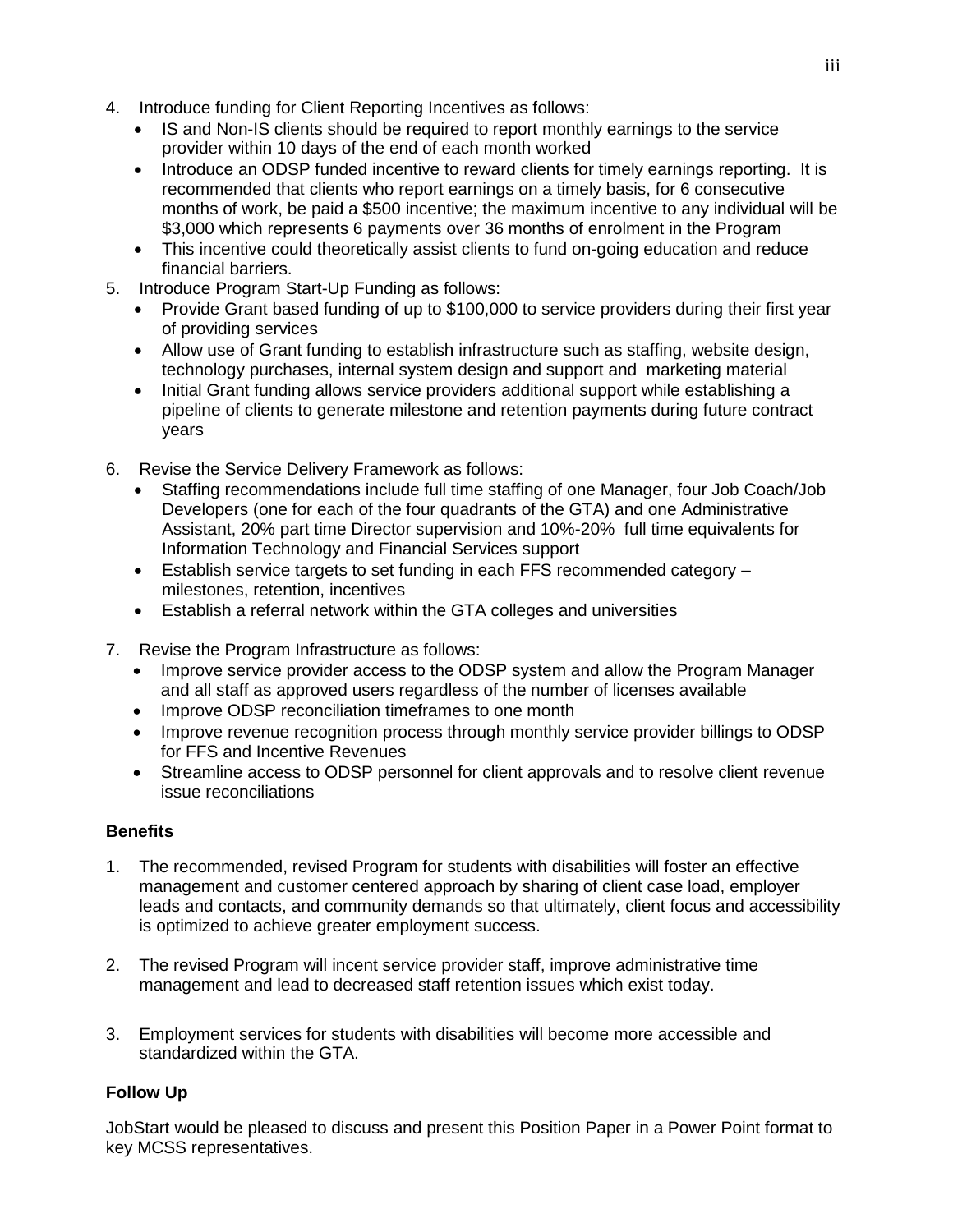4. Introduce funding for Client Reporting Incentives as follows:
   - IS and Non-IS clients should be required to report monthly earnings to the service provider within 10 days of the end of each month worked
   - Introduce an ODSP funded incentive to reward clients for timely earnings reporting. It is recommended that clients who report earnings on a timely basis, for 6 consecutive months of work, be paid a $500 incentive; the maximum incentive to any individual will be $3,000 which represents 6 payments over 36 months of enrolment in the Program
   - This incentive could theoretically assist clients to fund on-going education and reduce financial barriers.
5. Introduce Program Start-Up Funding as follows:
   - Provide Grant based funding of up to $100,000 to service providers during their first year of providing services
   - Allow use of Grant funding to establish infrastructure such as staffing, website design, technology purchases, internal system design and support and marketing material
   - Initial Grant funding allows service providers additional support while establishing a pipeline of clients to generate milestone and retention payments during future contract years
6. Revise the Service Delivery Framework as follows:
   - Staffing recommendations include full time staffing of one Manager, four Job Coach/Job Developers (one for each of the four quadrants of the GTA) and one Administrative Assistant, 20% part time Director supervision and 10%-20% full time equivalents for Information Technology and Financial Services support
   - Establish service targets to set funding in each FFS recommended category – milestones, retention, incentives
   - Establish a referral network within the GTA colleges and universities
7. Revise the Program Infrastructure as follows:
   - Improve service provider access to the ODSP system and allow the Program Manager and all staff as approved users regardless of the number of licenses available
   - Improve ODSP reconciliation timeframes to one month
   - Improve revenue recognition process through monthly service provider billings to ODSP for FFS and Incentive Revenues
   - Streamline access to ODSP personnel for client approvals and to resolve client revenue issue reconciliations

**Benefits**

1. The recommended, revised Program for students with disabilities will foster an effective management and customer centered approach by sharing of client case load, employer leads and contacts, and community demands so that ultimately, client focus and accessibility is optimized to achieve greater employment success.
2. The revised Program will incent service provider staff, improve administrative time management and lead to decreased staff retention issues which exist today.
3. Employment services for students with disabilities will become more accessible and standardized within the GTA.

**Follow Up**

JobStart would be pleased to discuss and present this Position Paper in a Power Point format to key MCSS representatives.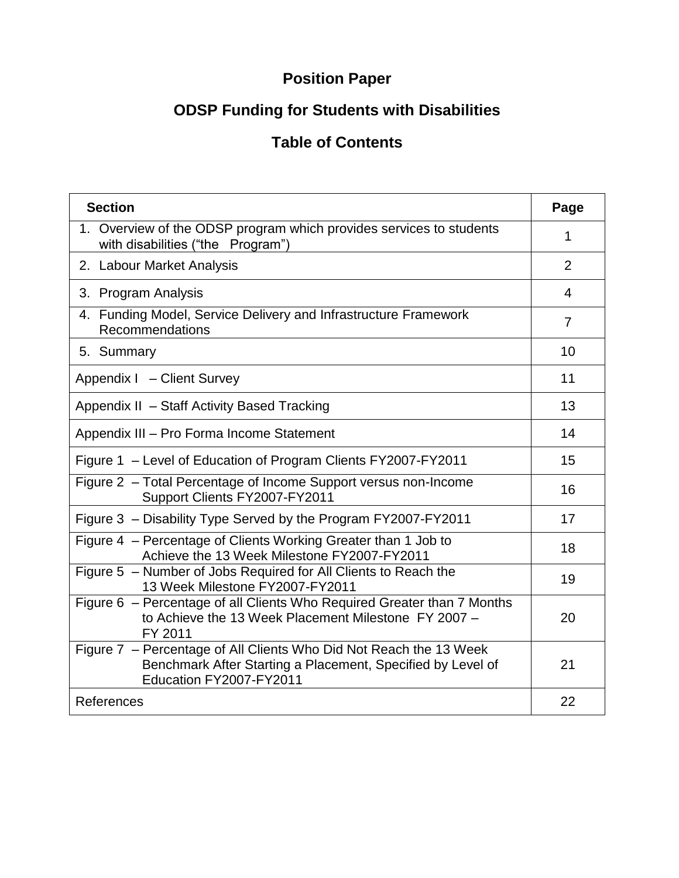# Position Paper

# ODSP Funding for Students with Disabilities

# Table of Contents

| Section | Page |
|---|---|
| 1. Overview of the ODSP program which provides services to students with disabilities ("the Program") | 1 |
| 2. Labour Market Analysis | 2 |
| 3. Program Analysis | 4 |
| 4. Funding Model, Service Delivery and Infrastructure Framework Recommendations | 7 |
| 5. Summary | 10 |
| Appendix I – Client Survey | 11 |
| Appendix II – Staff Activity Based Tracking | 13 |
| Appendix III – Pro Forma Income Statement | 14 |
| Figure 1 – Level of Education of Program Clients FY2007-FY2011 | 15 |
| Figure 2 – Total Percentage of Income Support versus non-Income Support Clients FY2007-FY2011 | 16 |
| Figure 3 – Disability Type Served by the Program FY2007-FY2011 | 17 |
| Figure 4 – Percentage of Clients Working Greater than 1 Job to Achieve the 13 Week Milestone FY2007-FY2011 | 18 |
| Figure 5 – Number of Jobs Required for All Clients to Reach the 13 Week Milestone FY2007-FY2011 | 19 |
| Figure 6 – Percentage of all Clients Who Required Greater than 7 Months to Achieve the 13 Week Placement Milestone FY 2007 – FY 2011 | 20 |
| Figure 7 – Percentage of All Clients Who Did Not Reach the 13 Week Benchmark After Starting a Placement, Specified by Level of Education FY2007-FY2011 | 21 |
| References | 22 |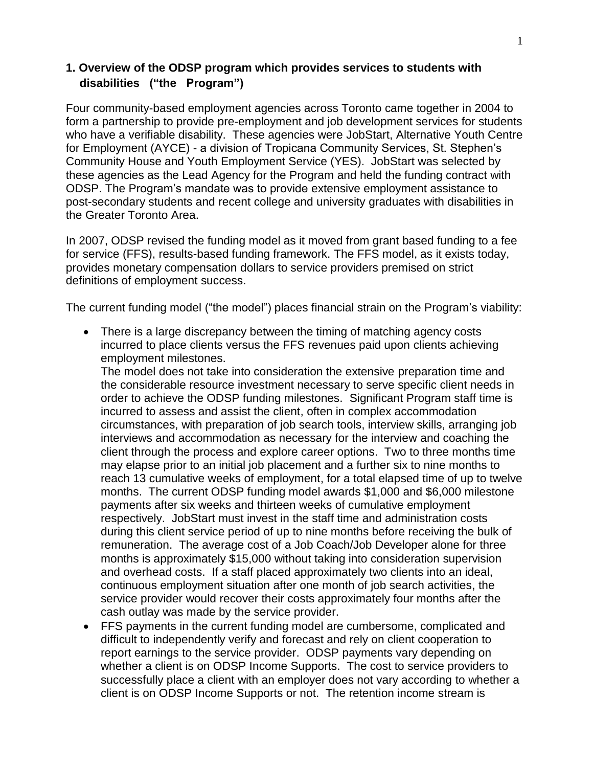## 1. Overview of the ODSP program which provides services to students with disabilities ("the Program")

Four community-based employment agencies across Toronto came together in 2004 to form a partnership to provide pre-employment and job development services for students who have a verifiable disability. These agencies were JobStart, Alternative Youth Centre for Employment (AYCE) - a division of Tropicana Community Services, St. Stephen's Community House and Youth Employment Service (YES). JobStart was selected by these agencies as the Lead Agency for the Program and held the funding contract with ODSP. The Program's mandate was to provide extensive employment assistance to post-secondary students and recent college and university graduates with disabilities in the Greater Toronto Area.

In 2007, ODSP revised the funding model as it moved from grant based funding to a fee for service (FFS), results-based funding framework. The FFS model, as it exists today, provides monetary compensation dollars to service providers premised on strict definitions of employment success.

The current funding model ("the model") places financial strain on the Program's viability:

- There is a large discrepancy between the timing of matching agency costs incurred to place clients versus the FFS revenues paid upon clients achieving employment milestones.
  The model does not take into consideration the extensive preparation time and the considerable resource investment necessary to serve specific client needs in order to achieve the ODSP funding milestones. Significant Program staff time is incurred to assess and assist the client, often in complex accommodation circumstances, with preparation of job search tools, interview skills, arranging job interviews and accommodation as necessary for the interview and coaching the client through the process and explore career options. Two to three months time may elapse prior to an initial job placement and a further six to nine months to reach 13 cumulative weeks of employment, for a total elapsed time of up to twelve months. The current ODSP funding model awards $1,000 and $6,000 milestone payments after six weeks and thirteen weeks of cumulative employment respectively. JobStart must invest in the staff time and administration costs during this client service period of up to nine months before receiving the bulk of remuneration. The average cost of a Job Coach/Job Developer alone for three months is approximately $15,000 without taking into consideration supervision and overhead costs. If a staff placed approximately two clients into an ideal, continuous employment situation after one month of job search activities, the service provider would recover their costs approximately four months after the cash outlay was made by the service provider.
- FFS payments in the current funding model are cumbersome, complicated and difficult to independently verify and forecast and rely on client cooperation to report earnings to the service provider. ODSP payments vary depending on whether a client is on ODSP Income Supports. The cost to service providers to successfully place a client with an employer does not vary according to whether a client is on ODSP Income Supports or not. The retention income stream is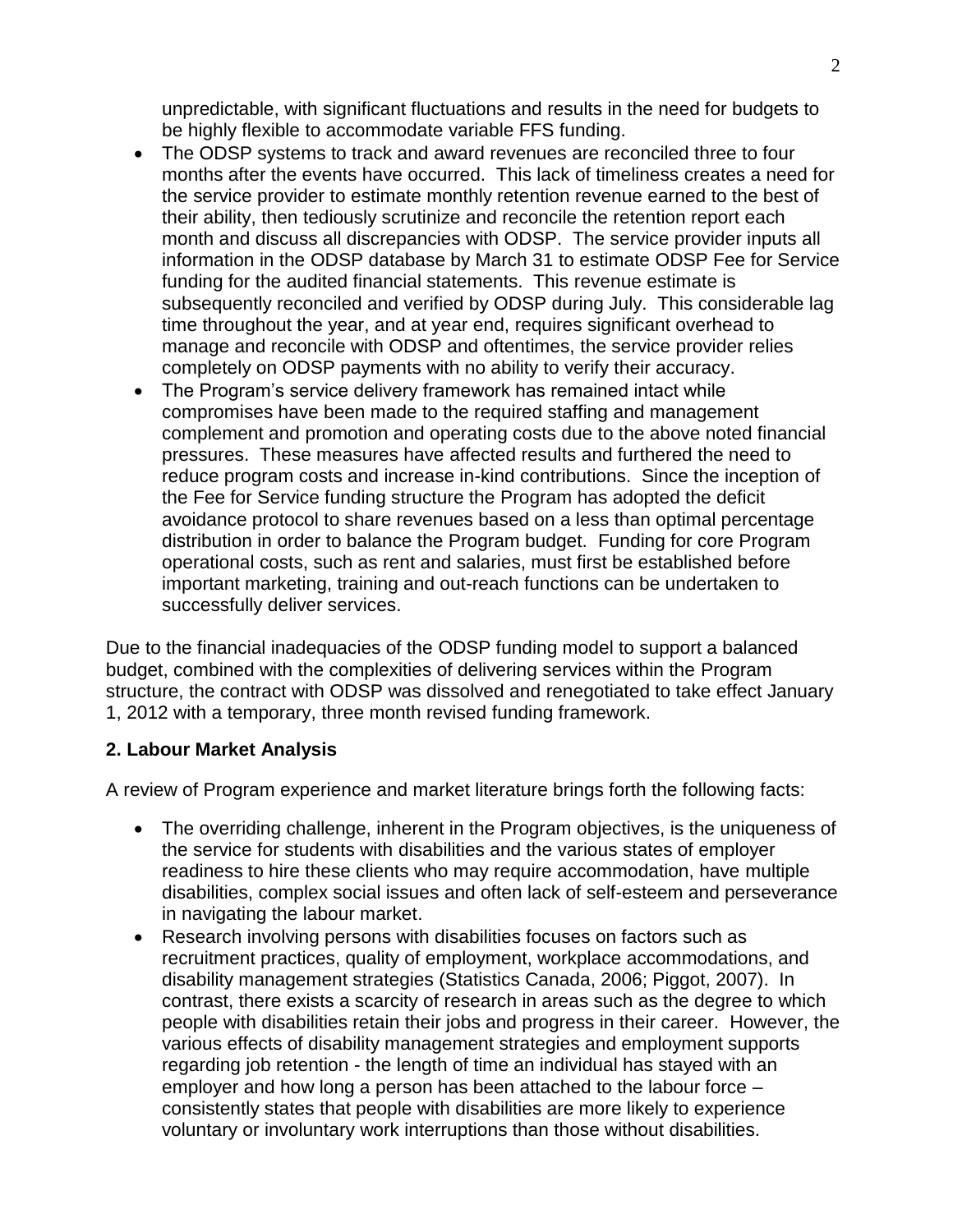unpredictable, with significant fluctuations and results in the need for budgets to be highly flexible to accommodate variable FFS funding.

- The ODSP systems to track and award revenues are reconciled three to four months after the events have occurred. This lack of timeliness creates a need for the service provider to estimate monthly retention revenue earned to the best of their ability, then tediously scrutinize and reconcile the retention report each month and discuss all discrepancies with ODSP. The service provider inputs all information in the ODSP database by March 31 to estimate ODSP Fee for Service funding for the audited financial statements. This revenue estimate is subsequently reconciled and verified by ODSP during July. This considerable lag time throughout the year, and at year end, requires significant overhead to manage and reconcile with ODSP and oftentimes, the service provider relies completely on ODSP payments with no ability to verify their accuracy.
- The Program's service delivery framework has remained intact while compromises have been made to the required staffing and management complement and promotion and operating costs due to the above noted financial pressures. These measures have affected results and furthered the need to reduce program costs and increase in-kind contributions. Since the inception of the Fee for Service funding structure the Program has adopted the deficit avoidance protocol to share revenues based on a less than optimal percentage distribution in order to balance the Program budget. Funding for core Program operational costs, such as rent and salaries, must first be established before important marketing, training and out-reach functions can be undertaken to successfully deliver services.

Due to the financial inadequacies of the ODSP funding model to support a balanced budget, combined with the complexities of delivering services within the Program structure, the contract with ODSP was dissolved and renegotiated to take effect January 1, 2012 with a temporary, three month revised funding framework.

## 2. Labour Market Analysis

A review of Program experience and market literature brings forth the following facts:

- The overriding challenge, inherent in the Program objectives, is the uniqueness of the service for students with disabilities and the various states of employer readiness to hire these clients who may require accommodation, have multiple disabilities, complex social issues and often lack of self-esteem and perseverance in navigating the labour market.
- Research involving persons with disabilities focuses on factors such as recruitment practices, quality of employment, workplace accommodations, and disability management strategies (Statistics Canada, 2006; Piggot, 2007). In contrast, there exists a scarcity of research in areas such as the degree to which people with disabilities retain their jobs and progress in their career. However, the various effects of disability management strategies and employment supports regarding job retention - the length of time an individual has stayed with an employer and how long a person has been attached to the labour force – consistently states that people with disabilities are more likely to experience voluntary or involuntary work interruptions than those without disabilities.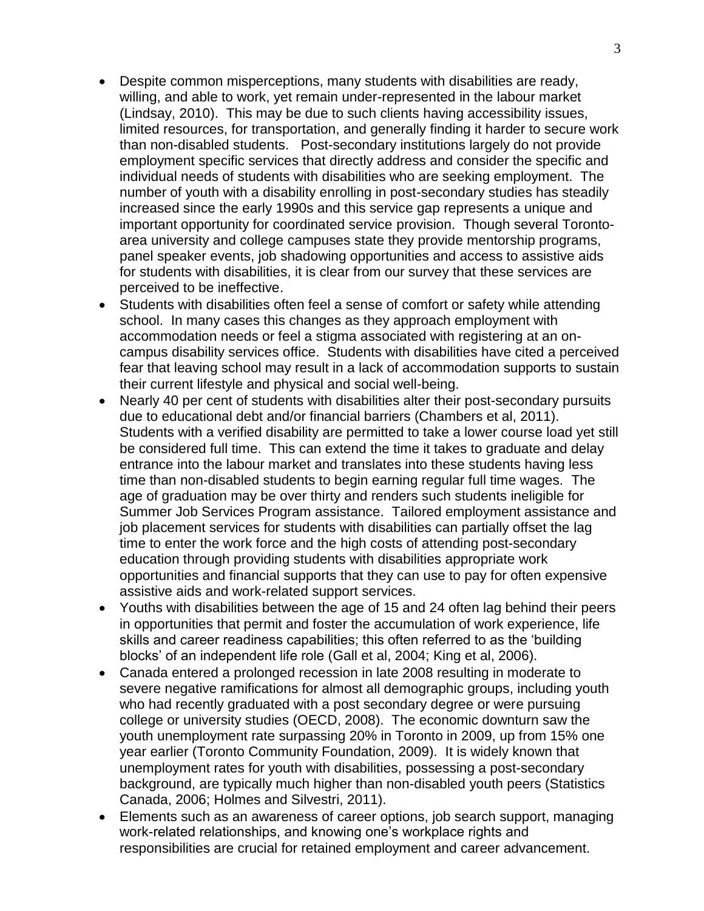- Despite common misperceptions, many students with disabilities are ready, willing, and able to work, yet remain under-represented in the labour market (Lindsay, 2010). This may be due to such clients having accessibility issues, limited resources, for transportation, and generally finding it harder to secure work than non-disabled students. Post-secondary institutions largely do not provide employment specific services that directly address and consider the specific and individual needs of students with disabilities who are seeking employment. The number of youth with a disability enrolling in post-secondary studies has steadily increased since the early 1990s and this service gap represents a unique and important opportunity for coordinated service provision. Though several Toronto-area university and college campuses state they provide mentorship programs, panel speaker events, job shadowing opportunities and access to assistive aids for students with disabilities, it is clear from our survey that these services are perceived to be ineffective.
- Students with disabilities often feel a sense of comfort or safety while attending school. In many cases this changes as they approach employment with accommodation needs or feel a stigma associated with registering at an on-campus disability services office. Students with disabilities have cited a perceived fear that leaving school may result in a lack of accommodation supports to sustain their current lifestyle and physical and social well-being.
- Nearly 40 per cent of students with disabilities alter their post-secondary pursuits due to educational debt and/or financial barriers (Chambers et al, 2011). Students with a verified disability are permitted to take a lower course load yet still be considered full time. This can extend the time it takes to graduate and delay entrance into the labour market and translates into these students having less time than non-disabled students to begin earning regular full time wages. The age of graduation may be over thirty and renders such students ineligible for Summer Job Services Program assistance. Tailored employment assistance and job placement services for students with disabilities can partially offset the lag time to enter the work force and the high costs of attending post-secondary education through providing students with disabilities appropriate work opportunities and financial supports that they can use to pay for often expensive assistive aids and work-related support services.
- Youths with disabilities between the age of 15 and 24 often lag behind their peers in opportunities that permit and foster the accumulation of work experience, life skills and career readiness capabilities; this often referred to as the 'building blocks' of an independent life role (Gall et al, 2004; King et al, 2006).
- Canada entered a prolonged recession in late 2008 resulting in moderate to severe negative ramifications for almost all demographic groups, including youth who had recently graduated with a post secondary degree or were pursuing college or university studies (OECD, 2008). The economic downturn saw the youth unemployment rate surpassing 20% in Toronto in 2009, up from 15% one year earlier (Toronto Community Foundation, 2009). It is widely known that unemployment rates for youth with disabilities, possessing a post-secondary background, are typically much higher than non-disabled youth peers (Statistics Canada, 2006; Holmes and Silvestri, 2011).
- Elements such as an awareness of career options, job search support, managing work-related relationships, and knowing one's workplace rights and responsibilities are crucial for retained employment and career advancement.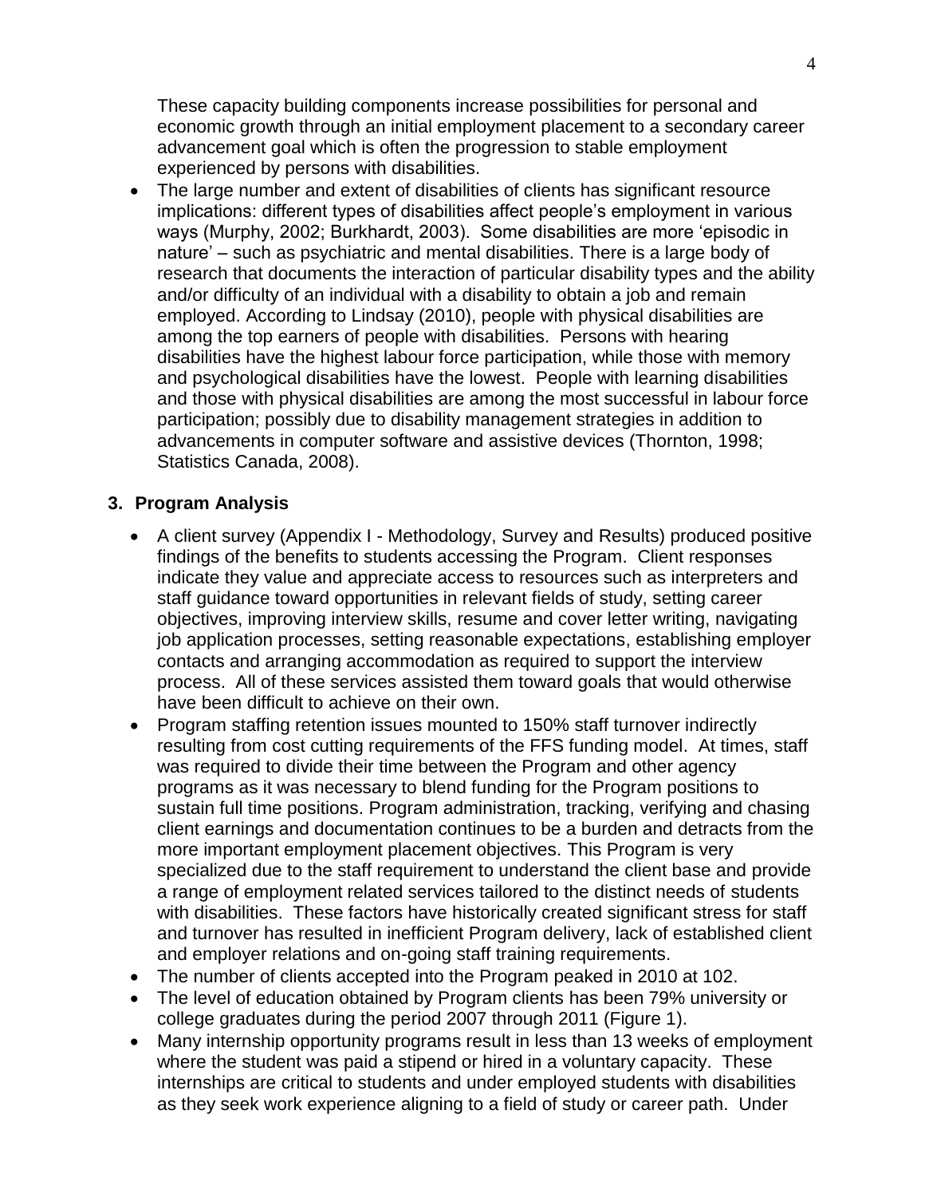These capacity building components increase possibilities for personal and economic growth through an initial employment placement to a secondary career advancement goal which is often the progression to stable employment experienced by persons with disabilities.

- The large number and extent of disabilities of clients has significant resource implications: different types of disabilities affect people's employment in various ways (Murphy, 2002; Burkhardt, 2003). Some disabilities are more 'episodic in nature' – such as psychiatric and mental disabilities. There is a large body of research that documents the interaction of particular disability types and the ability and/or difficulty of an individual with a disability to obtain a job and remain employed. According to Lindsay (2010), people with physical disabilities are among the top earners of people with disabilities. Persons with hearing disabilities have the highest labour force participation, while those with memory and psychological disabilities have the lowest. People with learning disabilities and those with physical disabilities are among the most successful in labour force participation; possibly due to disability management strategies in addition to advancements in computer software and assistive devices (Thornton, 1998; Statistics Canada, 2008).

## 3. Program Analysis

- A client survey (Appendix I - Methodology, Survey and Results) produced positive findings of the benefits to students accessing the Program. Client responses indicate they value and appreciate access to resources such as interpreters and staff guidance toward opportunities in relevant fields of study, setting career objectives, improving interview skills, resume and cover letter writing, navigating job application processes, setting reasonable expectations, establishing employer contacts and arranging accommodation as required to support the interview process. All of these services assisted them toward goals that would otherwise have been difficult to achieve on their own.
- Program staffing retention issues mounted to 150% staff turnover indirectly resulting from cost cutting requirements of the FFS funding model. At times, staff was required to divide their time between the Program and other agency programs as it was necessary to blend funding for the Program positions to sustain full time positions. Program administration, tracking, verifying and chasing client earnings and documentation continues to be a burden and detracts from the more important employment placement objectives. This Program is very specialized due to the staff requirement to understand the client base and provide a range of employment related services tailored to the distinct needs of students with disabilities. These factors have historically created significant stress for staff and turnover has resulted in inefficient Program delivery, lack of established client and employer relations and on-going staff training requirements.
- The number of clients accepted into the Program peaked in 2010 at 102.
- The level of education obtained by Program clients has been 79% university or college graduates during the period 2007 through 2011 (Figure 1).
- Many internship opportunity programs result in less than 13 weeks of employment where the student was paid a stipend or hired in a voluntary capacity. These internships are critical to students and under employed students with disabilities as they seek work experience aligning to a field of study or career path. Under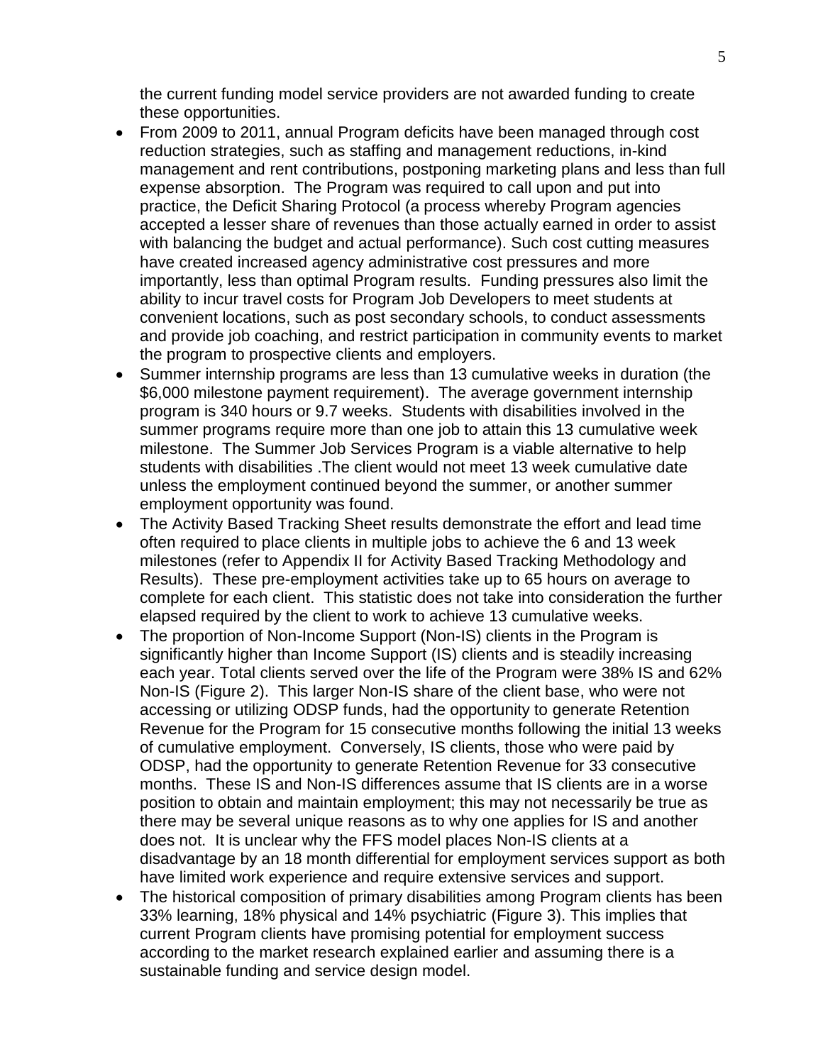the current funding model service providers are not awarded funding to create these opportunities.

- From 2009 to 2011, annual Program deficits have been managed through cost reduction strategies, such as staffing and management reductions, in-kind management and rent contributions, postponing marketing plans and less than full expense absorption. The Program was required to call upon and put into practice, the Deficit Sharing Protocol (a process whereby Program agencies accepted a lesser share of revenues than those actually earned in order to assist with balancing the budget and actual performance). Such cost cutting measures have created increased agency administrative cost pressures and more importantly, less than optimal Program results. Funding pressures also limit the ability to incur travel costs for Program Job Developers to meet students at convenient locations, such as post secondary schools, to conduct assessments and provide job coaching, and restrict participation in community events to market the program to prospective clients and employers.
- Summer internship programs are less than 13 cumulative weeks in duration (the $6,000 milestone payment requirement). The average government internship program is 340 hours or 9.7 weeks. Students with disabilities involved in the summer programs require more than one job to attain this 13 cumulative week milestone. The Summer Job Services Program is a viable alternative to help students with disabilities .The client would not meet 13 week cumulative date unless the employment continued beyond the summer, or another summer employment opportunity was found.
- The Activity Based Tracking Sheet results demonstrate the effort and lead time often required to place clients in multiple jobs to achieve the 6 and 13 week milestones (refer to Appendix II for Activity Based Tracking Methodology and Results). These pre-employment activities take up to 65 hours on average to complete for each client. This statistic does not take into consideration the further elapsed required by the client to work to achieve 13 cumulative weeks.
- The proportion of Non-Income Support (Non-IS) clients in the Program is significantly higher than Income Support (IS) clients and is steadily increasing each year. Total clients served over the life of the Program were 38% IS and 62% Non-IS (Figure 2). This larger Non-IS share of the client base, who were not accessing or utilizing ODSP funds, had the opportunity to generate Retention Revenue for the Program for 15 consecutive months following the initial 13 weeks of cumulative employment. Conversely, IS clients, those who were paid by ODSP, had the opportunity to generate Retention Revenue for 33 consecutive months. These IS and Non-IS differences assume that IS clients are in a worse position to obtain and maintain employment; this may not necessarily be true as there may be several unique reasons as to why one applies for IS and another does not. It is unclear why the FFS model places Non-IS clients at a disadvantage by an 18 month differential for employment services support as both have limited work experience and require extensive services and support.
- The historical composition of primary disabilities among Program clients has been 33% learning, 18% physical and 14% psychiatric (Figure 3). This implies that current Program clients have promising potential for employment success according to the market research explained earlier and assuming there is a sustainable funding and service design model.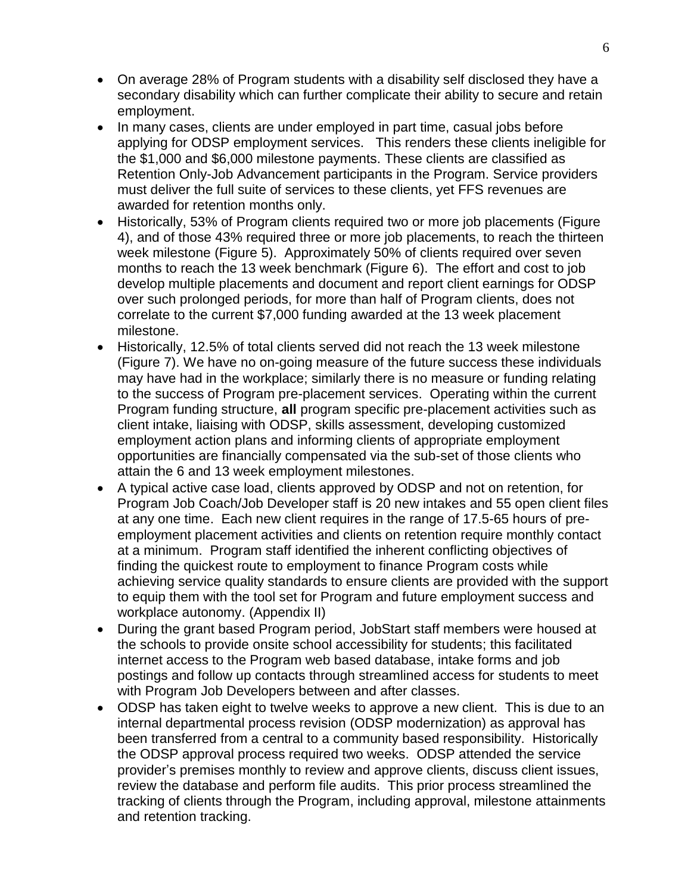- On average 28% of Program students with a disability self disclosed they have a secondary disability which can further complicate their ability to secure and retain employment.
- In many cases, clients are under employed in part time, casual jobs before applying for ODSP employment services. This renders these clients ineligible for the $1,000 and $6,000 milestone payments. These clients are classified as Retention Only-Job Advancement participants in the Program. Service providers must deliver the full suite of services to these clients, yet FFS revenues are awarded for retention months only.
- Historically, 53% of Program clients required two or more job placements (Figure 4), and of those 43% required three or more job placements, to reach the thirteen week milestone (Figure 5). Approximately 50% of clients required over seven months to reach the 13 week benchmark (Figure 6). The effort and cost to job develop multiple placements and document and report client earnings for ODSP over such prolonged periods, for more than half of Program clients, does not correlate to the current $7,000 funding awarded at the 13 week placement milestone.
- Historically, 12.5% of total clients served did not reach the 13 week milestone (Figure 7). We have no on-going measure of the future success these individuals may have had in the workplace; similarly there is no measure or funding relating to the success of Program pre-placement services. Operating within the current Program funding structure, **all** program specific pre-placement activities such as client intake, liaising with ODSP, skills assessment, developing customized employment action plans and informing clients of appropriate employment opportunities are financially compensated via the sub-set of those clients who attain the 6 and 13 week employment milestones.
- A typical active case load, clients approved by ODSP and not on retention, for Program Job Coach/Job Developer staff is 20 new intakes and 55 open client files at any one time. Each new client requires in the range of 17.5-65 hours of pre-employment placement activities and clients on retention require monthly contact at a minimum. Program staff identified the inherent conflicting objectives of finding the quickest route to employment to finance Program costs while achieving service quality standards to ensure clients are provided with the support to equip them with the tool set for Program and future employment success and workplace autonomy. (Appendix II)
- During the grant based Program period, JobStart staff members were housed at the schools to provide onsite school accessibility for students; this facilitated internet access to the Program web based database, intake forms and job postings and follow up contacts through streamlined access for students to meet with Program Job Developers between and after classes.
- ODSP has taken eight to twelve weeks to approve a new client. This is due to an internal departmental process revision (ODSP modernization) as approval has been transferred from a central to a community based responsibility. Historically the ODSP approval process required two weeks. ODSP attended the service provider's premises monthly to review and approve clients, discuss client issues, review the database and perform file audits. This prior process streamlined the tracking of clients through the Program, including approval, milestone attainments and retention tracking.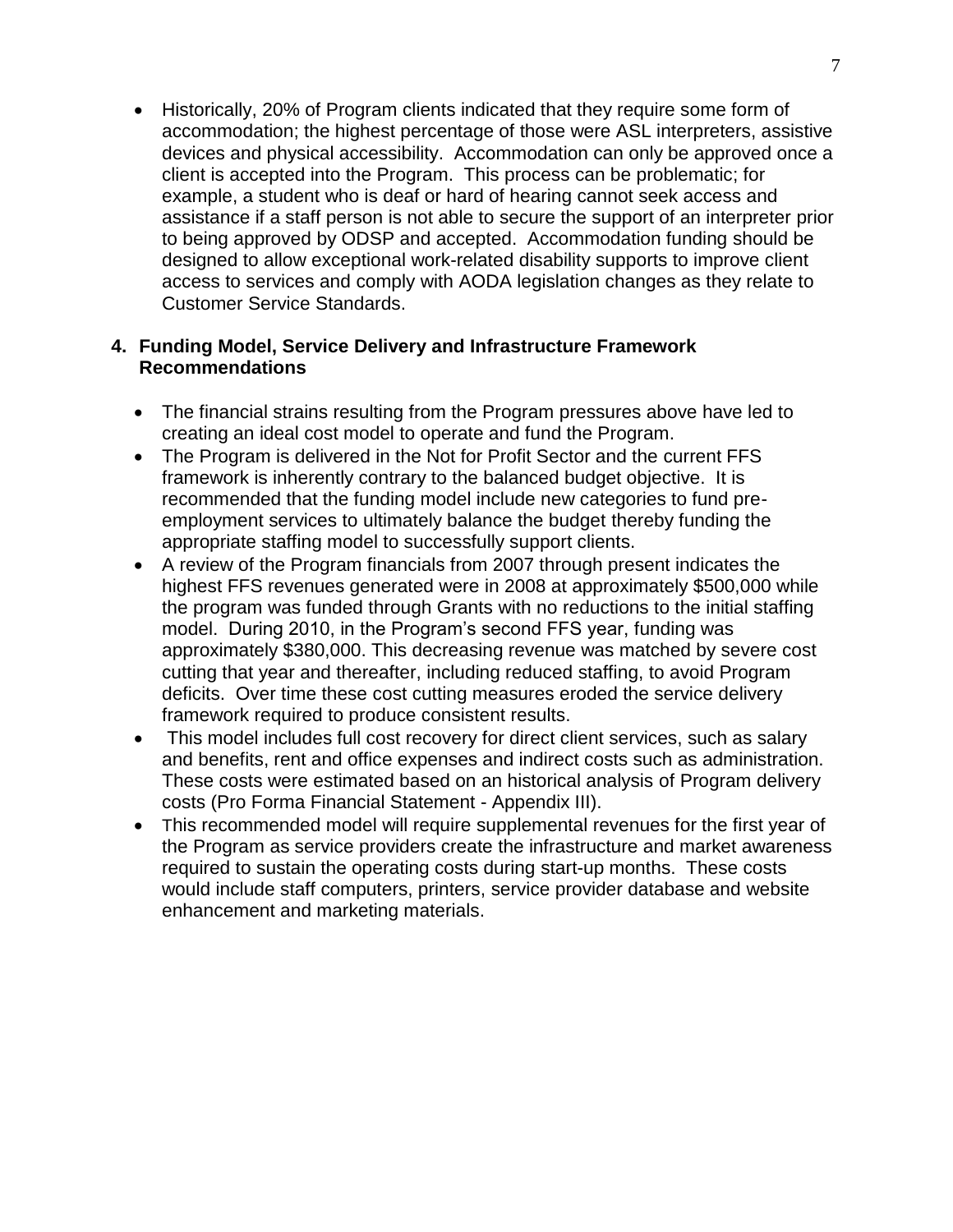- Historically, 20% of Program clients indicated that they require some form of accommodation; the highest percentage of those were ASL interpreters, assistive devices and physical accessibility. Accommodation can only be approved once a client is accepted into the Program. This process can be problematic; for example, a student who is deaf or hard of hearing cannot seek access and assistance if a staff person is not able to secure the support of an interpreter prior to being approved by ODSP and accepted. Accommodation funding should be designed to allow exceptional work-related disability supports to improve client access to services and comply with AODA legislation changes as they relate to Customer Service Standards.

### 4. Funding Model, Service Delivery and Infrastructure Framework Recommendations

- The financial strains resulting from the Program pressures above have led to creating an ideal cost model to operate and fund the Program.
- The Program is delivered in the Not for Profit Sector and the current FFS framework is inherently contrary to the balanced budget objective. It is recommended that the funding model include new categories to fund pre-employment services to ultimately balance the budget thereby funding the appropriate staffing model to successfully support clients.
- A review of the Program financials from 2007 through present indicates the highest FFS revenues generated were in 2008 at approximately $500,000 while the program was funded through Grants with no reductions to the initial staffing model. During 2010, in the Program's second FFS year, funding was approximately $380,000. This decreasing revenue was matched by severe cost cutting that year and thereafter, including reduced staffing, to avoid Program deficits. Over time these cost cutting measures eroded the service delivery framework required to produce consistent results.
- This model includes full cost recovery for direct client services, such as salary and benefits, rent and office expenses and indirect costs such as administration. These costs were estimated based on an historical analysis of Program delivery costs (Pro Forma Financial Statement - Appendix III).
- This recommended model will require supplemental revenues for the first year of the Program as service providers create the infrastructure and market awareness required to sustain the operating costs during start-up months. These costs would include staff computers, printers, service provider database and website enhancement and marketing materials.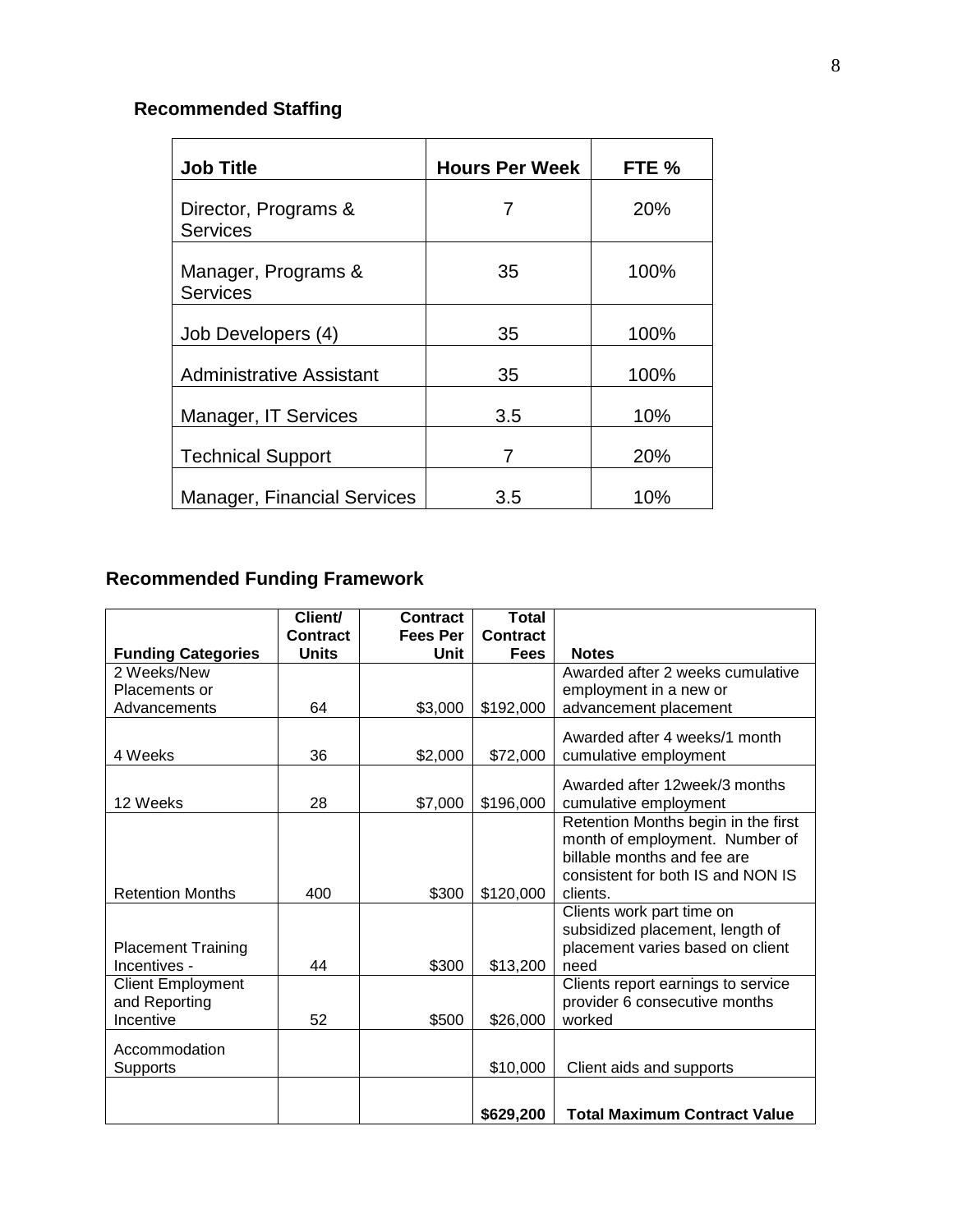## Recommended Staffing

| Job Title | Hours Per Week | FTE % |
|---|---|---|
| Director, Programs & Services | 7 | 20% |
| Manager, Programs & Services | 35 | 100% |
| Job Developers (4) | 35 | 100% |
| Administrative Assistant | 35 | 100% |
| Manager, IT Services | 3.5 | 10% |
| Technical Support | 7 | 20% |
| Manager, Financial Services | 3.5 | 10% |

## Recommended Funding Framework

| Funding Categories | Client/ Contract Units | Contract Fees Per Unit | Total Contract Fees | Notes |
|---|---|---|---|---|
| 2 Weeks/New Placements or Advancements | 64 | $3,000 | $192,000 | Awarded after 2 weeks cumulative employment in a new or advancement placement |
| 4 Weeks | 36 | $2,000 | $72,000 | Awarded after 4 weeks/1 month cumulative employment |
| 12 Weeks | 28 | $7,000 | $196,000 | Awarded after 12week/3 months cumulative employment |
| Retention Months | 400 | $300 | $120,000 | Retention Months begin in the first month of employment. Number of billable months and fee are consistent for both IS and NON IS clients. |
| Placement Training Incentives - | 44 | $300 | $13,200 | Clients work part time on subsidized placement, length of placement varies based on client need |
| Client Employment and Reporting Incentive | 52 | $500 | $26,000 | Clients report earnings to service provider 6 consecutive months worked |
| Accommodation Supports | | | $10,000 | Client aids and supports |
| | | | **$629,200** | **Total Maximum Contract Value** |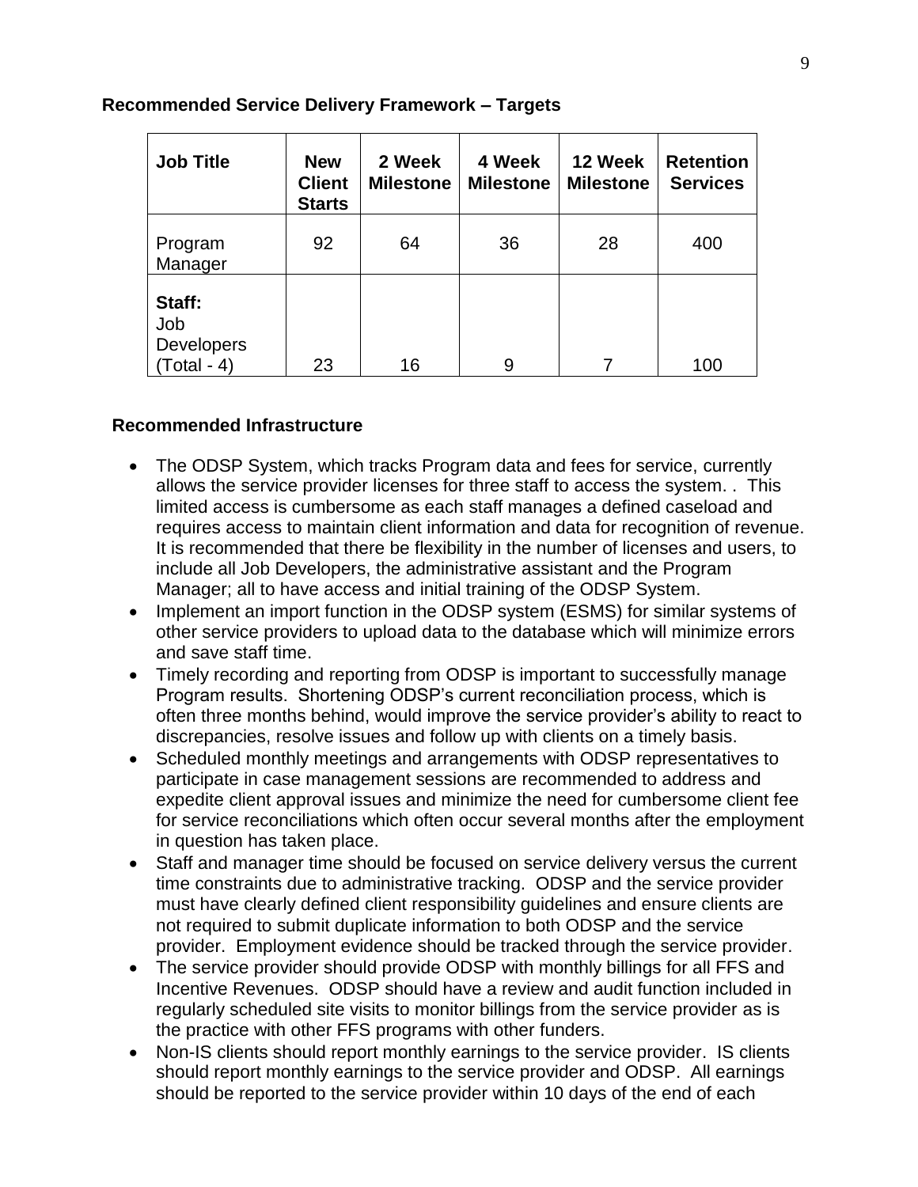**Recommended Service Delivery Framework – Targets**

| Job Title | New Client Starts | 2 Week Milestone | 4 Week Milestone | 12 Week Milestone | Retention Services |
|---|---|---|---|---|---|
| Program Manager | 92 | 64 | 36 | 28 | 400 |
| **Staff:** Job Developers (Total - 4) | 23 | 16 | 9 | 7 | 100 |

**Recommended Infrastructure**

- The ODSP System, which tracks Program data and fees for service, currently allows the service provider licenses for three staff to access the system. . This limited access is cumbersome as each staff manages a defined caseload and requires access to maintain client information and data for recognition of revenue. It is recommended that there be flexibility in the number of licenses and users, to include all Job Developers, the administrative assistant and the Program Manager; all to have access and initial training of the ODSP System.
- Implement an import function in the ODSP system (ESMS) for similar systems of other service providers to upload data to the database which will minimize errors and save staff time.
- Timely recording and reporting from ODSP is important to successfully manage Program results. Shortening ODSP's current reconciliation process, which is often three months behind, would improve the service provider's ability to react to discrepancies, resolve issues and follow up with clients on a timely basis.
- Scheduled monthly meetings and arrangements with ODSP representatives to participate in case management sessions are recommended to address and expedite client approval issues and minimize the need for cumbersome client fee for service reconciliations which often occur several months after the employment in question has taken place.
- Staff and manager time should be focused on service delivery versus the current time constraints due to administrative tracking. ODSP and the service provider must have clearly defined client responsibility guidelines and ensure clients are not required to submit duplicate information to both ODSP and the service provider. Employment evidence should be tracked through the service provider.
- The service provider should provide ODSP with monthly billings for all FFS and Incentive Revenues. ODSP should have a review and audit function included in regularly scheduled site visits to monitor billings from the service provider as is the practice with other FFS programs with other funders.
- Non-IS clients should report monthly earnings to the service provider. IS clients should report monthly earnings to the service provider and ODSP. All earnings should be reported to the service provider within 10 days of the end of each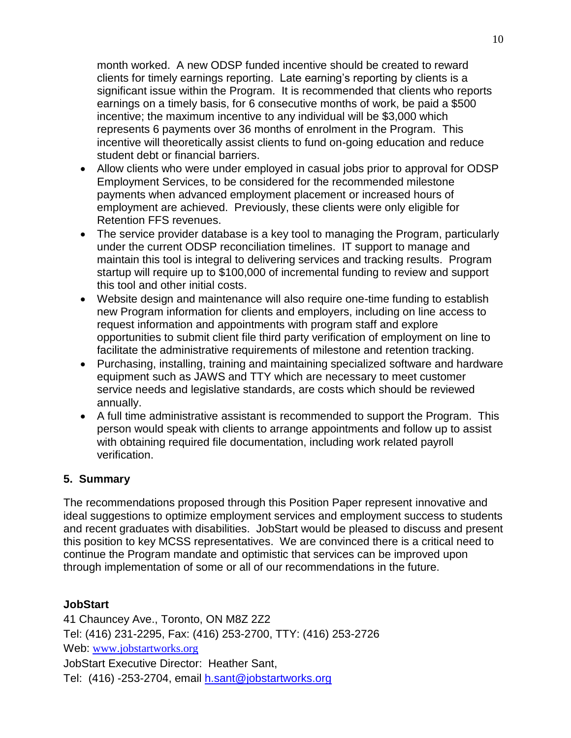month worked. A new ODSP funded incentive should be created to reward clients for timely earnings reporting. Late earning's reporting by clients is a significant issue within the Program. It is recommended that clients who reports earnings on a timely basis, for 6 consecutive months of work, be paid a $500 incentive; the maximum incentive to any individual will be $3,000 which represents 6 payments over 36 months of enrolment in the Program. This incentive will theoretically assist clients to fund on-going education and reduce student debt or financial barriers.

- Allow clients who were under employed in casual jobs prior to approval for ODSP Employment Services, to be considered for the recommended milestone payments when advanced employment placement or increased hours of employment are achieved. Previously, these clients were only eligible for Retention FFS revenues.
- The service provider database is a key tool to managing the Program, particularly under the current ODSP reconciliation timelines. IT support to manage and maintain this tool is integral to delivering services and tracking results. Program startup will require up to $100,000 of incremental funding to review and support this tool and other initial costs.
- Website design and maintenance will also require one-time funding to establish new Program information for clients and employers, including on line access to request information and appointments with program staff and explore opportunities to submit client file third party verification of employment on line to facilitate the administrative requirements of milestone and retention tracking.
- Purchasing, installing, training and maintaining specialized software and hardware equipment such as JAWS and TTY which are necessary to meet customer service needs and legislative standards, are costs which should be reviewed annually.
- A full time administrative assistant is recommended to support the Program. This person would speak with clients to arrange appointments and follow up to assist with obtaining required file documentation, including work related payroll verification.

## 5. Summary

The recommendations proposed through this Position Paper represent innovative and ideal suggestions to optimize employment services and employment success to students and recent graduates with disabilities. JobStart would be pleased to discuss and present this position to key MCSS representatives. We are convinced there is a critical need to continue the Program mandate and optimistic that services can be improved upon through implementation of some or all of our recommendations in the future.

**JobStart**

41 Chauncey Ave., Toronto, ON M8Z 2Z2
Tel: (416) 231-2295, Fax: (416) 253-2700, TTY: (416) 253-2726
Web: www.jobstartworks.org
JobStart Executive Director: Heather Sant,
Tel: (416) -253-2704, email h.sant@jobstartworks.org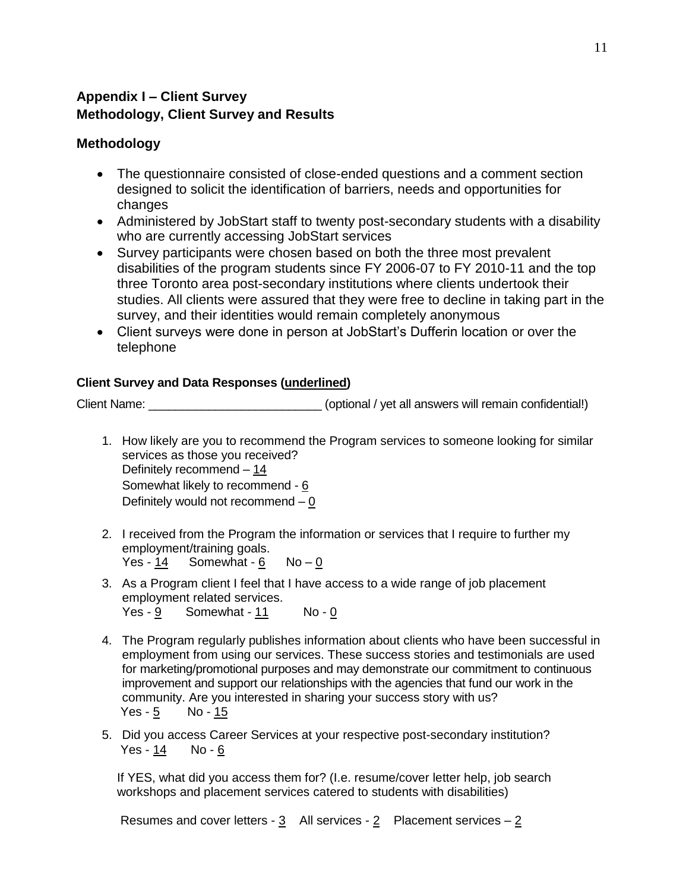## Appendix I – Client Survey
## Methodology, Client Survey and Results

### Methodology

- The questionnaire consisted of close-ended questions and a comment section designed to solicit the identification of barriers, needs and opportunities for changes
- Administered by JobStart staff to twenty post-secondary students with a disability who are currently accessing JobStart services
- Survey participants were chosen based on both the three most prevalent disabilities of the program students since FY 2006-07 to FY 2010-11 and the top three Toronto area post-secondary institutions where clients undertook their studies. All clients were assured that they were free to decline in taking part in the survey, and their identities would remain completely anonymous
- Client surveys were done in person at JobStart's Dufferin location or over the telephone

#### Client Survey and Data Responses (<u>underlined</u>)

Client Name: _________________________ (optional / yet all answers will remain confidential!)

1. How likely are you to recommend the Program services to someone looking for similar services as those you received?
   Definitely recommend – <u>14</u>
   Somewhat likely to recommend - <u>6</u>
   Definitely would not recommend – <u>0</u>

2. I received from the Program the information or services that I require to further my employment/training goals.
   Yes - <u>14</u> Somewhat - <u>6</u> No – <u>0</u>

3. As a Program client I feel that I have access to a wide range of job placement employment related services.
   Yes - <u>9</u> Somewhat - <u>11</u> No - <u>0</u>

4. The Program regularly publishes information about clients who have been successful in employment from using our services. These success stories and testimonials are used for marketing/promotional purposes and may demonstrate our commitment to continuous improvement and support our relationships with the agencies that fund our work in the community. Are you interested in sharing your success story with us?
   Yes - <u>5</u> No - <u>15</u>

5. Did you access Career Services at your respective post-secondary institution?
   Yes - <u>14</u> No - <u>6</u>

   If YES, what did you access them for? (I.e. resume/cover letter help, job search workshops and placement services catered to students with disabilities)

   Resumes and cover letters - <u>3</u> All services - <u>2</u> Placement services – <u>2</u>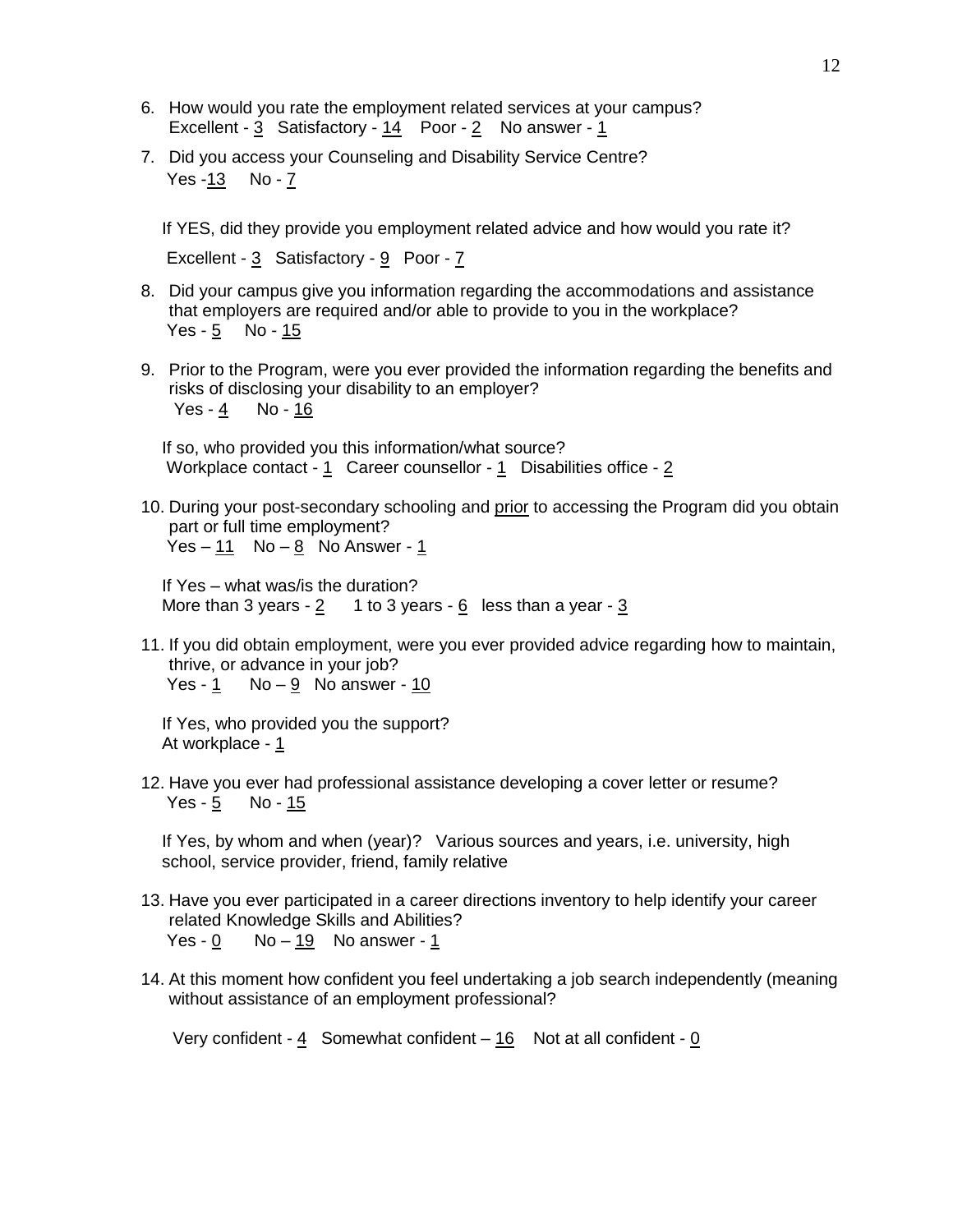6. How would you rate the employment related services at your campus?
   Excellent - 3   Satisfactory - 14   Poor - 2   No answer - 1

7. Did you access your Counseling and Disability Service Centre?
   Yes -13   No - 7

   If YES, did they provide you employment related advice and how would you rate it?

   Excellent - 3   Satisfactory - 9   Poor - 7

8. Did your campus give you information regarding the accommodations and assistance that employers are required and/or able to provide to you in the workplace?
   Yes - 5   No - 15

9. Prior to the Program, were you ever provided the information regarding the benefits and risks of disclosing your disability to an employer?
   Yes - 4   No - 16

   If so, who provided you this information/what source?
   Workplace contact - 1   Career counsellor - 1   Disabilities office - 2

10. During your post-secondary schooling and prior to accessing the Program did you obtain part or full time employment?
    Yes – 11   No – 8   No Answer - 1

    If Yes – what was/is the duration?
    More than 3 years - 2   1 to 3 years - 6   less than a year - 3

11. If you did obtain employment, were you ever provided advice regarding how to maintain, thrive, or advance in your job?
    Yes - 1   No – 9   No answer - 10

    If Yes, who provided you the support?
    At workplace - 1

12. Have you ever had professional assistance developing a cover letter or resume?
    Yes - 5   No - 15

    If Yes, by whom and when (year)?   Various sources and years, i.e. university, high school, service provider, friend, family relative

13. Have you ever participated in a career directions inventory to help identify your career related Knowledge Skills and Abilities?
    Yes - 0   No – 19   No answer - 1

14. At this moment how confident you feel undertaking a job search independently (meaning without assistance of an employment professional?

    Very confident - 4   Somewhat confident – 16   Not at all confident - 0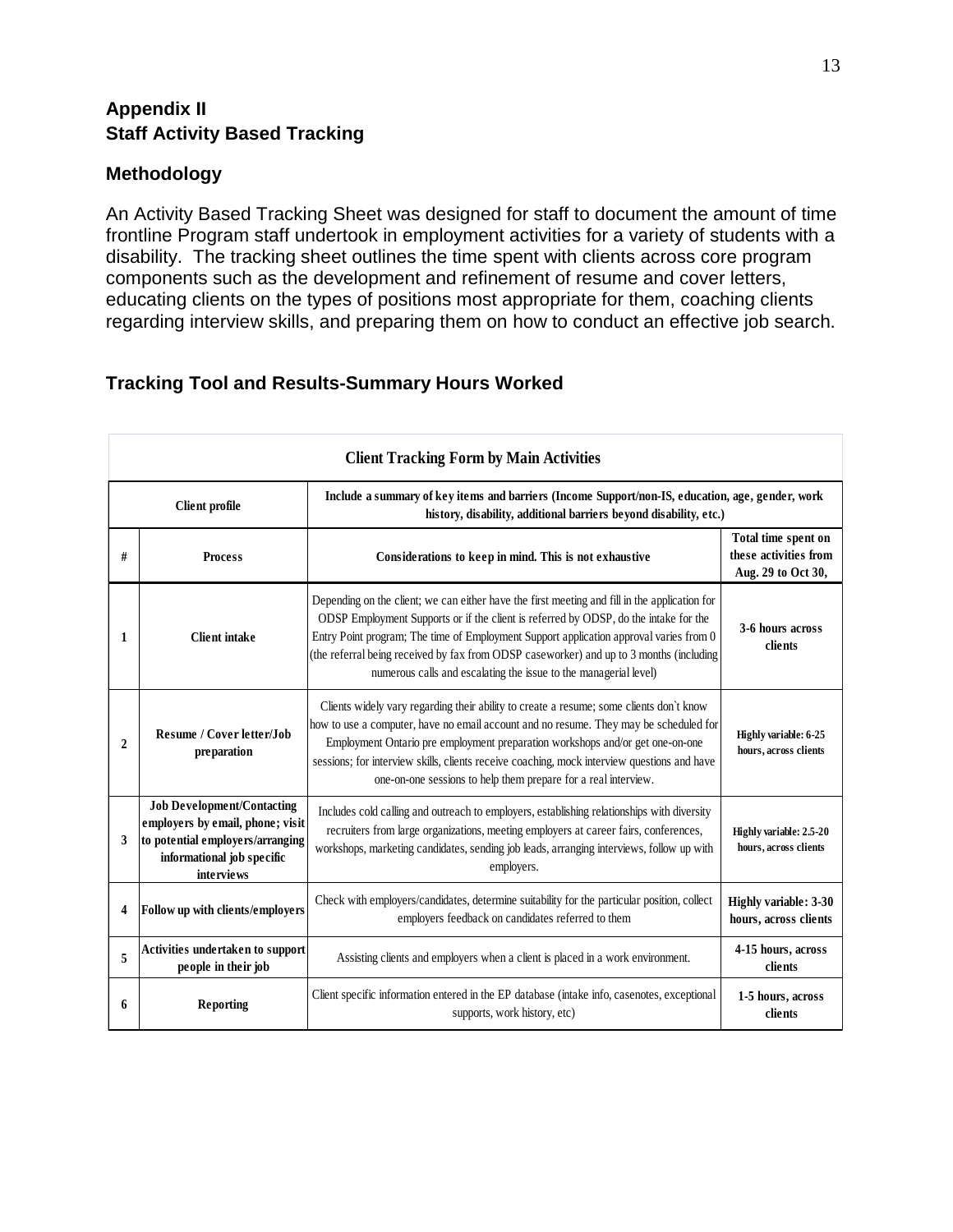## Appendix II
## Staff Activity Based Tracking

### Methodology

An Activity Based Tracking Sheet was designed for staff to document the amount of time frontline Program staff undertook in employment activities for a variety of students with a disability. The tracking sheet outlines the time spent with clients across core program components such as the development and refinement of resume and cover letters, educating clients on the types of positions most appropriate for them, coaching clients regarding interview skills, and preparing them on how to conduct an effective job search.

### Tracking Tool and Results-Summary Hours Worked

**Client Tracking Form by Main Activities**

| Client profile | | Include a summary of key items and barriers (Income Support/non-IS, education, age, gender, work history, disability, additional barriers beyond disability, etc.) | |
|---|---|---|---|
| **#** | **Process** | **Considerations to keep in mind. This is not exhaustive** | **Total time spent on these activities from Aug. 29 to Oct 30,** |
| 1 | Client intake | Depending on the client; we can either have the first meeting and fill in the application for ODSP Employment Supports or if the client is referred by ODSP, do the intake for the Entry Point program; The time of Employment Support application approval varies from 0 (the referral being received by fax from ODSP caseworker) and up to 3 months (including numerous calls and escalating the issue to the managerial level) | 3-6 hours across clients |
| 2 | Resume / Cover letter/Job preparation | Clients widely vary regarding their ability to create a resume; some clients don`t know how to use a computer, have no email account and no resume. They may be scheduled for Employment Ontario pre employment preparation workshops and/or get one-on-one sessions; for interview skills, clients receive coaching, mock interview questions and have one-on-one sessions to help them prepare for a real interview. | Highly variable: 6-25 hours, across clients |
| 3 | Job Development/Contacting employers by email, phone; visit to potential employers/arranging informational job specific interviews | Includes cold calling and outreach to employers, establishing relationships with diversity recruiters from large organizations, meeting employers at career fairs, conferences, workshops, marketing candidates, sending job leads, arranging interviews, follow up with employers. | Highly variable: 2.5-20 hours, across clients |
| 4 | Follow up with clients/employers | Check with employers/candidates, determine suitability for the particular position, collect employers feedback on candidates referred to them | Highly variable: 3-30 hours, across clients |
| 5 | Activities undertaken to support people in their job | Assisting clients and employers when a client is placed in a work environment. | 4-15 hours, across clients |
| 6 | Reporting | Client specific information entered in the EP database (intake info, casenotes, exceptional supports, work history, etc) | 1-5 hours, across clients |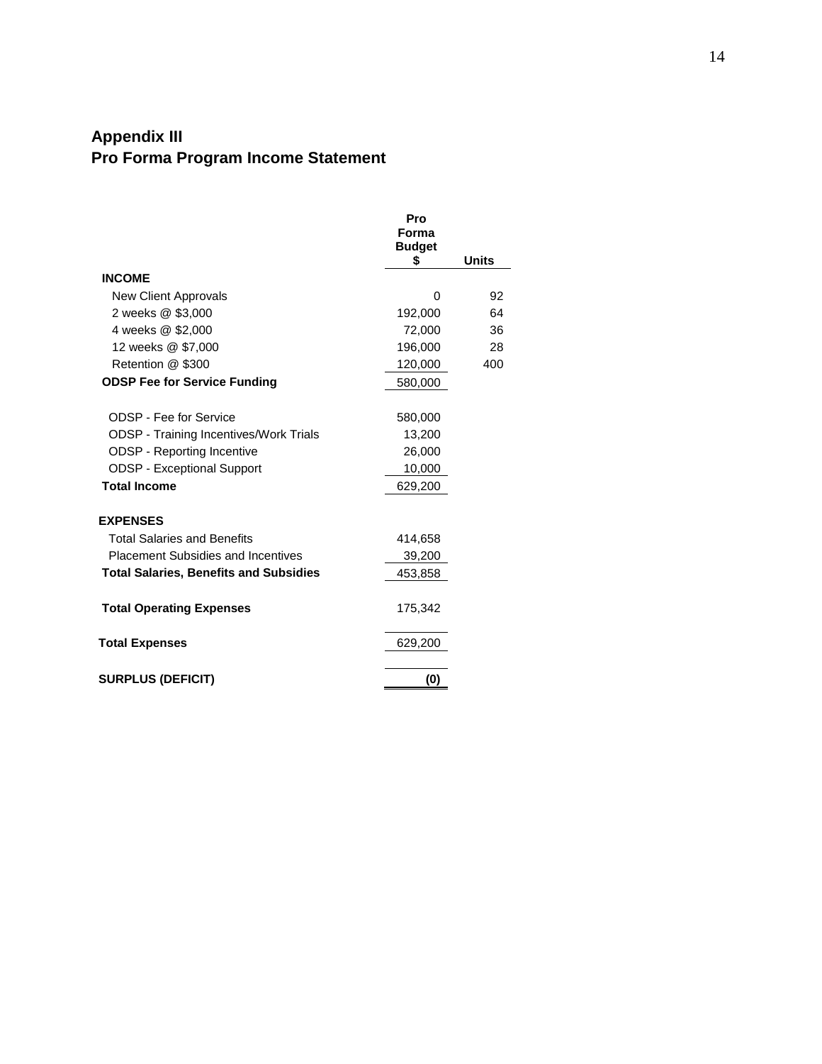## Appendix III
## Pro Forma Program Income Statement

| | Pro Forma Budget $ | Units |
|---|---|---|
| **INCOME** | | |
| New Client Approvals | 0 | 92 |
| 2 weeks @ $3,000 | 192,000 | 64 |
| 4 weeks @ $2,000 | 72,000 | 36 |
| 12 weeks @ $7,000 | 196,000 | 28 |
| Retention @ $300 | 120,000 | 400 |
| **ODSP Fee for Service Funding** | 580,000 | |
| | | |
| ODSP - Fee for Service | 580,000 | |
| ODSP - Training Incentives/Work Trials | 13,200 | |
| ODSP - Reporting Incentive | 26,000 | |
| ODSP - Exceptional Support | 10,000 | |
| **Total Income** | 629,200 | |
| | | |
| **EXPENSES** | | |
| Total Salaries and Benefits | 414,658 | |
| Placement Subsidies and Incentives | 39,200 | |
| **Total Salaries, Benefits and Subsidies** | 453,858 | |
| | | |
| **Total Operating Expenses** | 175,342 | |
| | | |
| **Total Expenses** | 629,200 | |
| | | |
| **SURPLUS (DEFICIT)** | **(0)** | |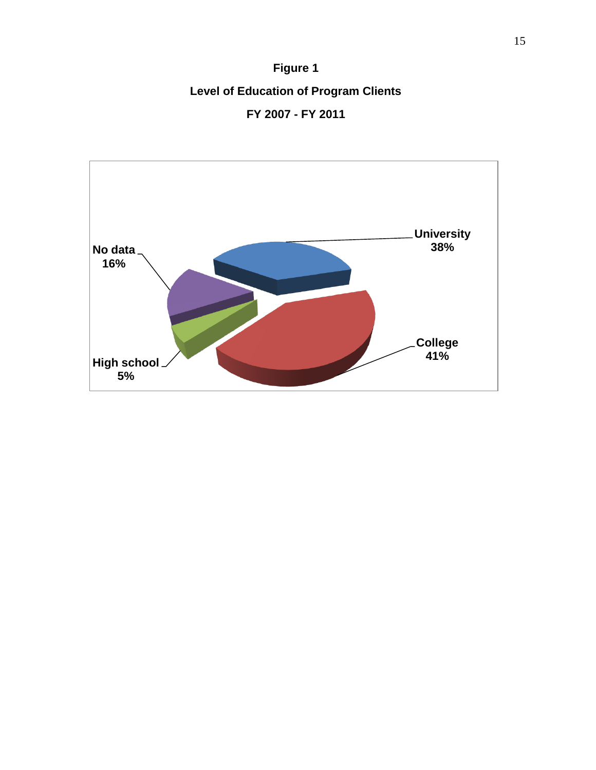**Figure 1**

**Level of Education of Program Clients**

**FY 2007 - FY 2011**

University 38%

College 41%

High school 5%

No data 16%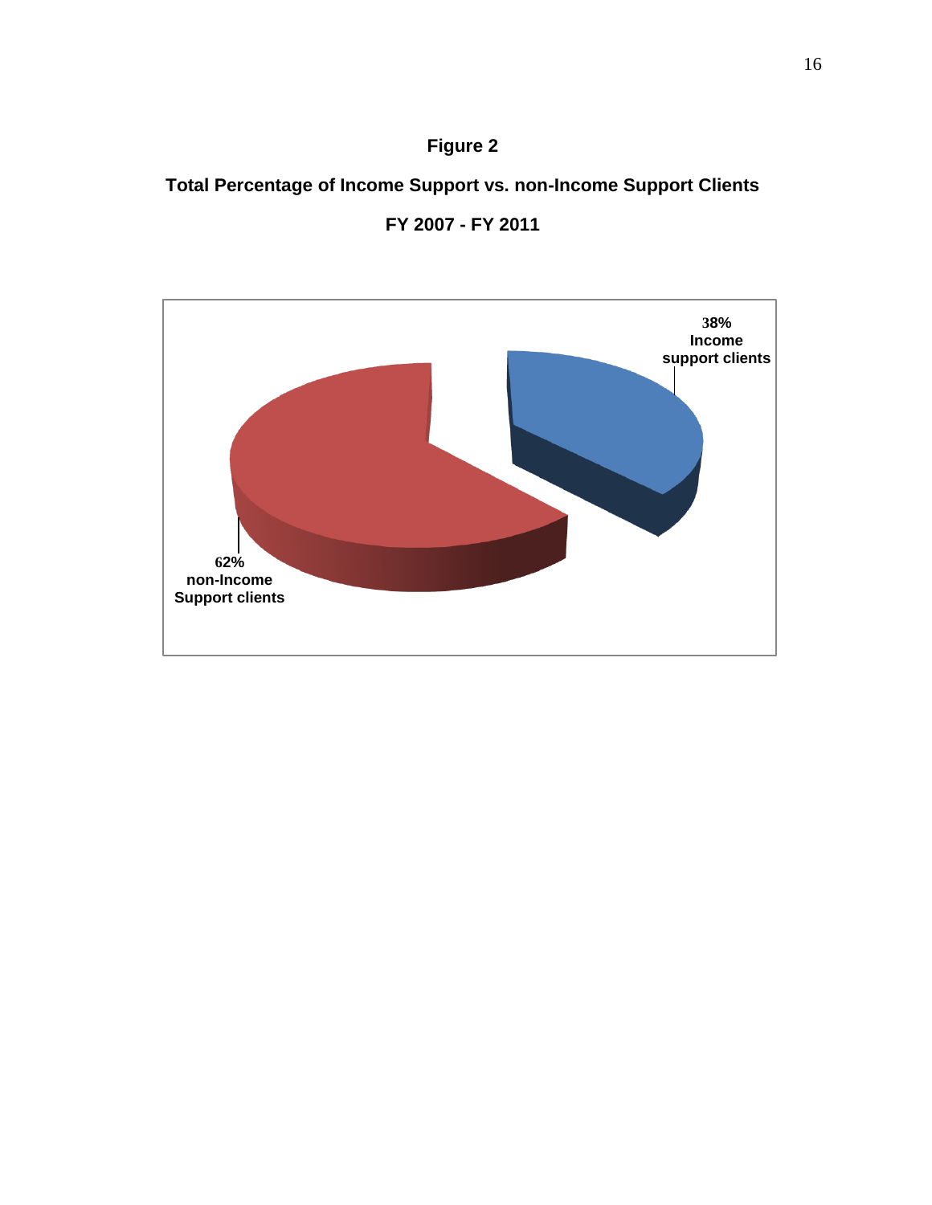**Figure 2**

**Total Percentage of Income Support vs. non-Income Support Clients**

**FY 2007 - FY 2011**

**38%**
**Income support clients**

**62%**
**non-Income Support clients**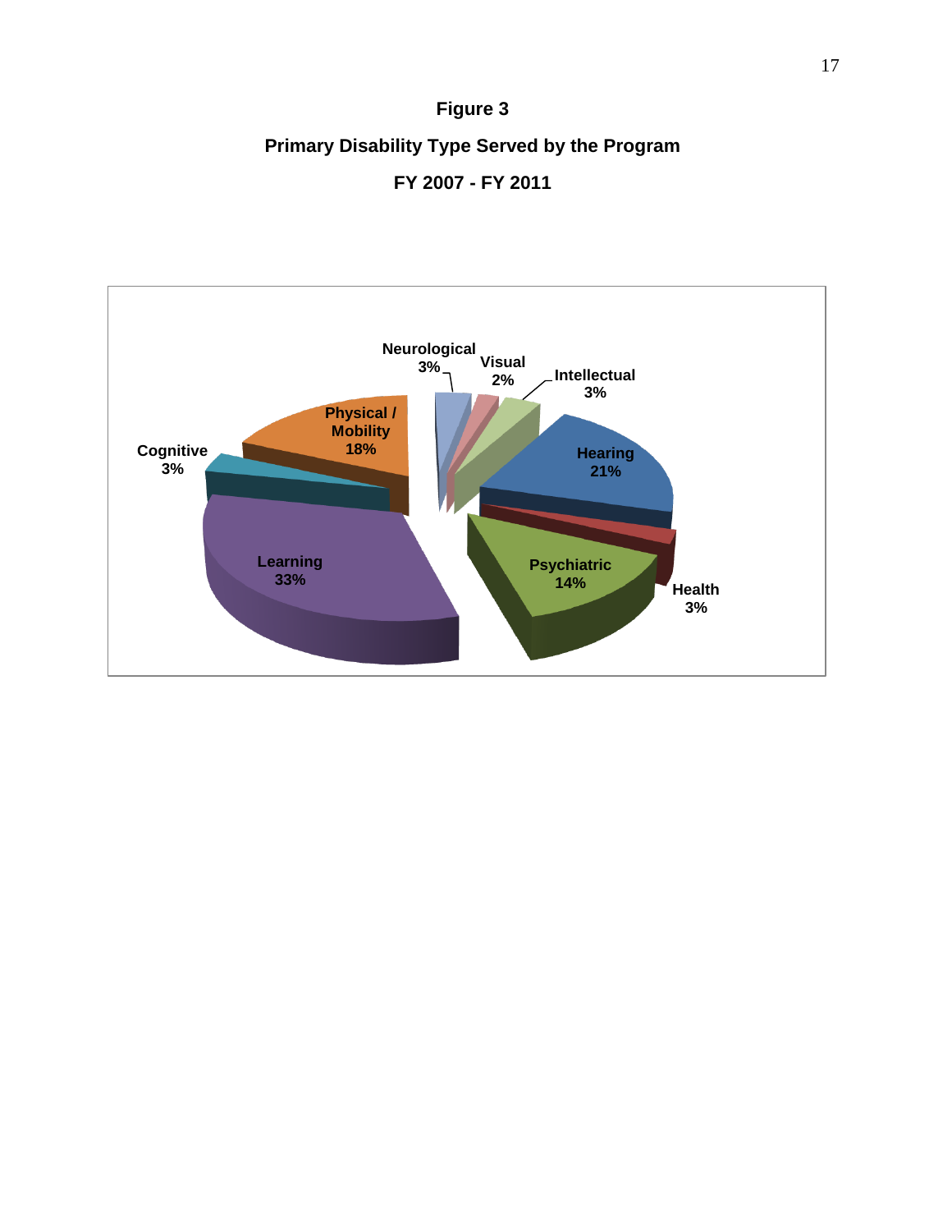**Figure 3**

**Primary Disability Type Served by the Program**

**FY 2007 - FY 2011**

| Disability Type | Percent |
| --- | --- |
| Neurological | 3% |
| Visual | 2% |
| Intellectual | 3% |
| Hearing | 21% |
| Health | 3% |
| Psychiatric | 14% |
| Learning | 33% |
| Cognitive | 3% |
| Physical / Mobility | 18% |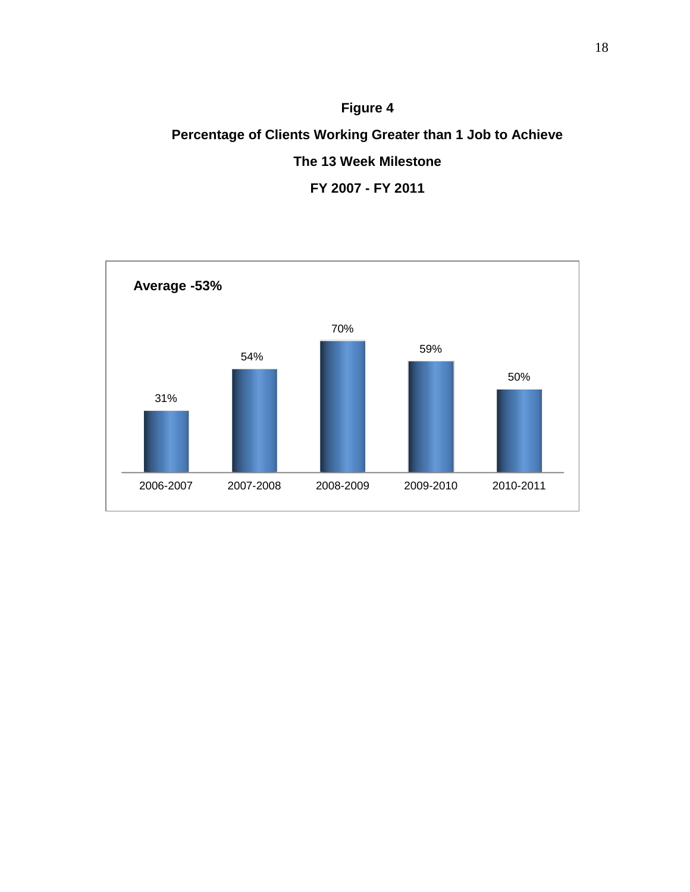**Figure 4**

**Percentage of Clients Working Greater than 1 Job to Achieve**

**The 13 Week Milestone**

**FY 2007 - FY 2011**

**Average -53%**

| 2006-2007 | 2007-2008 | 2008-2009 | 2009-2010 | 2010-2011 |
|---|---|---|---|---|
| 31% | 54% | 70% | 59% | 50% |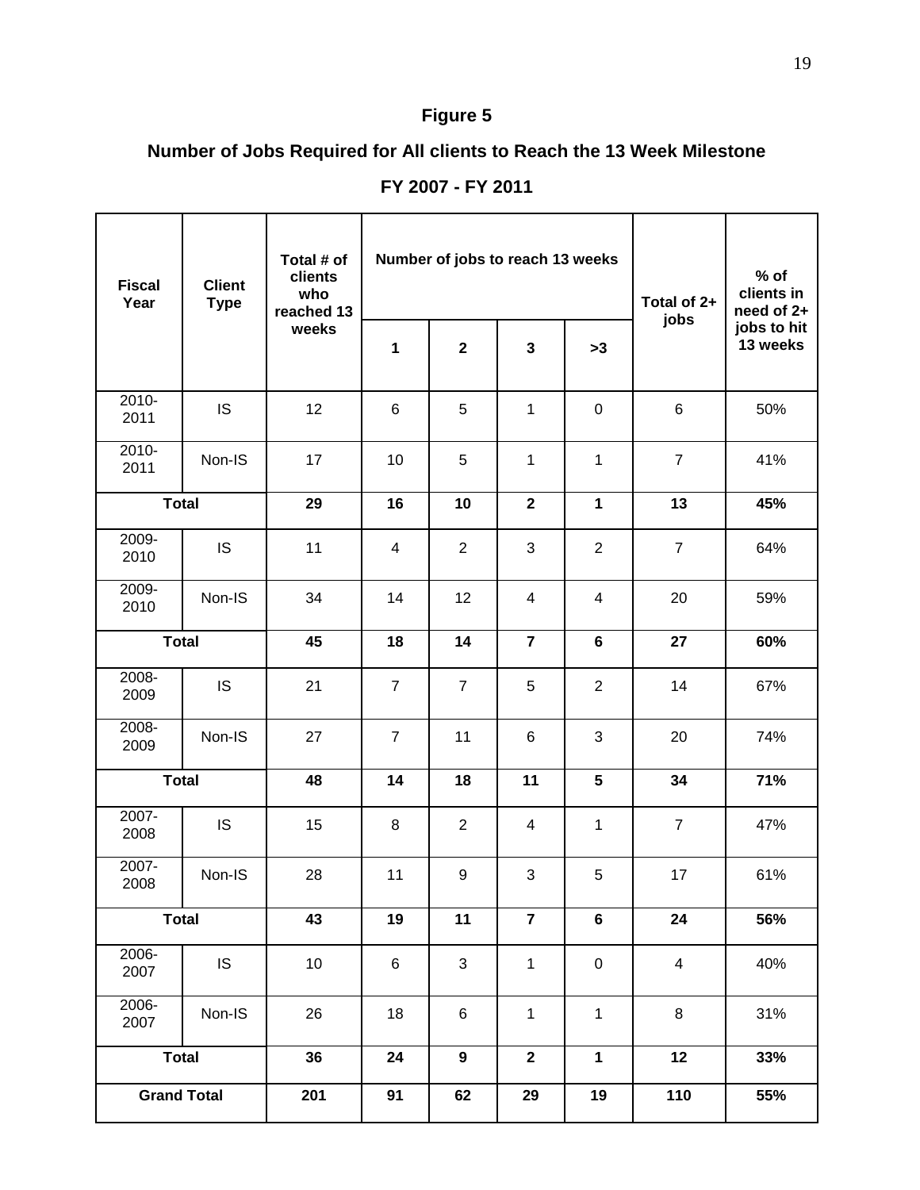# Figure 5

## Number of Jobs Required for All clients to Reach the 13 Week Milestone

## FY 2007 - FY 2011

| Fiscal Year | Client Type | Total # of clients who reached 13 weeks | Number of jobs to reach 13 weeks | | | | Total of 2+ jobs | % of clients in need of 2+ jobs to hit 13 weeks |
|---|---|---|---|---|---|---|---|---|
| | | | 1 | 2 | 3 | >3 | | |
| 2010-2011 | IS | 12 | 6 | 5 | 1 | 0 | 6 | 50% |
| 2010-2011 | Non-IS | 17 | 10 | 5 | 1 | 1 | 7 | 41% |
| **Total** | | **29** | **16** | **10** | **2** | **1** | **13** | **45%** |
| 2009-2010 | IS | 11 | 4 | 2 | 3 | 2 | 7 | 64% |
| 2009-2010 | Non-IS | 34 | 14 | 12 | 4 | 4 | 20 | 59% |
| **Total** | | **45** | **18** | **14** | **7** | **6** | **27** | **60%** |
| 2008-2009 | IS | 21 | 7 | 7 | 5 | 2 | 14 | 67% |
| 2008-2009 | Non-IS | 27 | 7 | 11 | 6 | 3 | 20 | 74% |
| **Total** | | **48** | **14** | **18** | **11** | **5** | **34** | **71%** |
| 2007-2008 | IS | 15 | 8 | 2 | 4 | 1 | 7 | 47% |
| 2007-2008 | Non-IS | 28 | 11 | 9 | 3 | 5 | 17 | 61% |
| **Total** | | **43** | **19** | **11** | **7** | **6** | **24** | **56%** |
| 2006-2007 | IS | 10 | 6 | 3 | 1 | 0 | 4 | 40% |
| 2006-2007 | Non-IS | 26 | 18 | 6 | 1 | 1 | 8 | 31% |
| **Total** | | **36** | **24** | **9** | **2** | **1** | **12** | **33%** |
| **Grand Total** | | **201** | **91** | **62** | **29** | **19** | **110** | **55%** |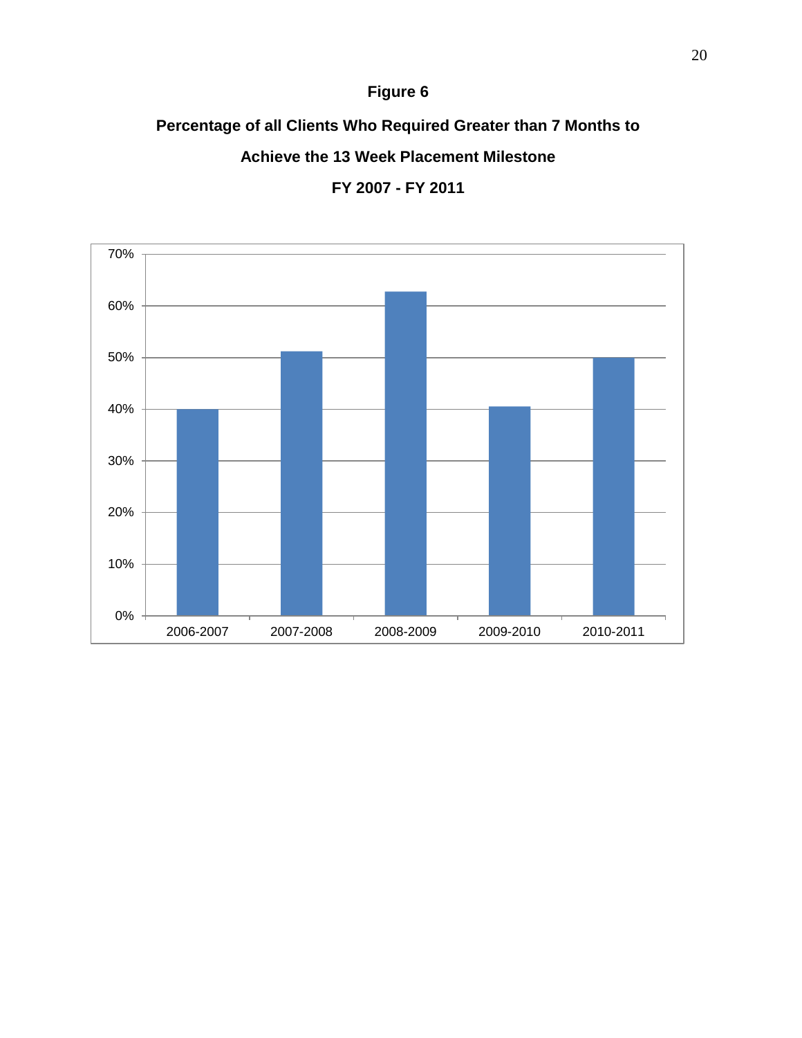**Figure 6**

**Percentage of all Clients Who Required Greater than 7 Months to Achieve the 13 Week Placement Milestone**

**FY 2007 - FY 2011**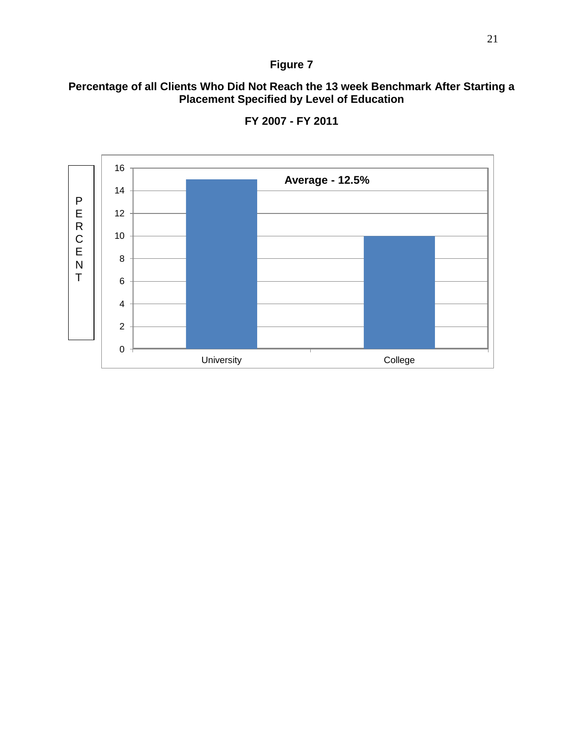**Figure 7**

**Percentage of all Clients Who Did Not Reach the 13 week Benchmark After Starting a Placement Specified by Level of Education**

**FY 2007 - FY 2011**

| Level of Education | Percent |
| --- | --- |
| University | 15 |
| College | 10 |

**Average - 12.5%**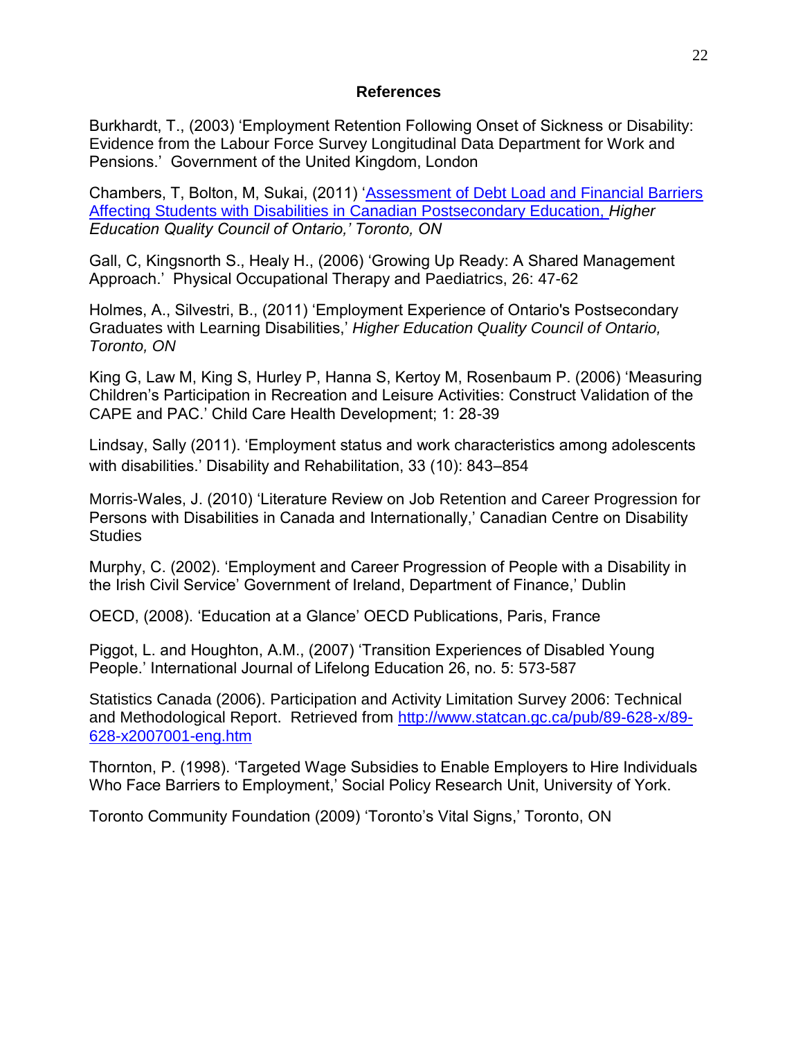## References

Burkhardt, T., (2003) 'Employment Retention Following Onset of Sickness or Disability: Evidence from the Labour Force Survey Longitudinal Data Department for Work and Pensions.' Government of the United Kingdom, London

Chambers, T, Bolton, M, Sukai, (2011) 'Assessment of Debt Load and Financial Barriers Affecting Students with Disabilities in Canadian Postsecondary Education, *Higher Education Quality Council of Ontario,' Toronto, ON*

Gall, C, Kingsnorth S., Healy H., (2006) 'Growing Up Ready: A Shared Management Approach.' Physical Occupational Therapy and Paediatrics, 26: 47-62

Holmes, A., Silvestri, B., (2011) 'Employment Experience of Ontario's Postsecondary Graduates with Learning Disabilities,' *Higher Education Quality Council of Ontario, Toronto, ON*

King G, Law M, King S, Hurley P, Hanna S, Kertoy M, Rosenbaum P. (2006) 'Measuring Children's Participation in Recreation and Leisure Activities: Construct Validation of the CAPE and PAC.' Child Care Health Development; 1: 28-39

Lindsay, Sally (2011). 'Employment status and work characteristics among adolescents with disabilities.' Disability and Rehabilitation, 33 (10): 843–854

Morris-Wales, J. (2010) 'Literature Review on Job Retention and Career Progression for Persons with Disabilities in Canada and Internationally,' Canadian Centre on Disability Studies

Murphy, C. (2002). 'Employment and Career Progression of People with a Disability in the Irish Civil Service' Government of Ireland, Department of Finance,' Dublin

OECD, (2008). 'Education at a Glance' OECD Publications, Paris, France

Piggot, L. and Houghton, A.M., (2007) 'Transition Experiences of Disabled Young People.' International Journal of Lifelong Education 26, no. 5: 573-587

Statistics Canada (2006). Participation and Activity Limitation Survey 2006: Technical and Methodological Report. Retrieved from http://www.statcan.gc.ca/pub/89-628-x/89-628-x2007001-eng.htm

Thornton, P. (1998). 'Targeted Wage Subsidies to Enable Employers to Hire Individuals Who Face Barriers to Employment,' Social Policy Research Unit, University of York.

Toronto Community Foundation (2009) 'Toronto's Vital Signs,' Toronto, ON